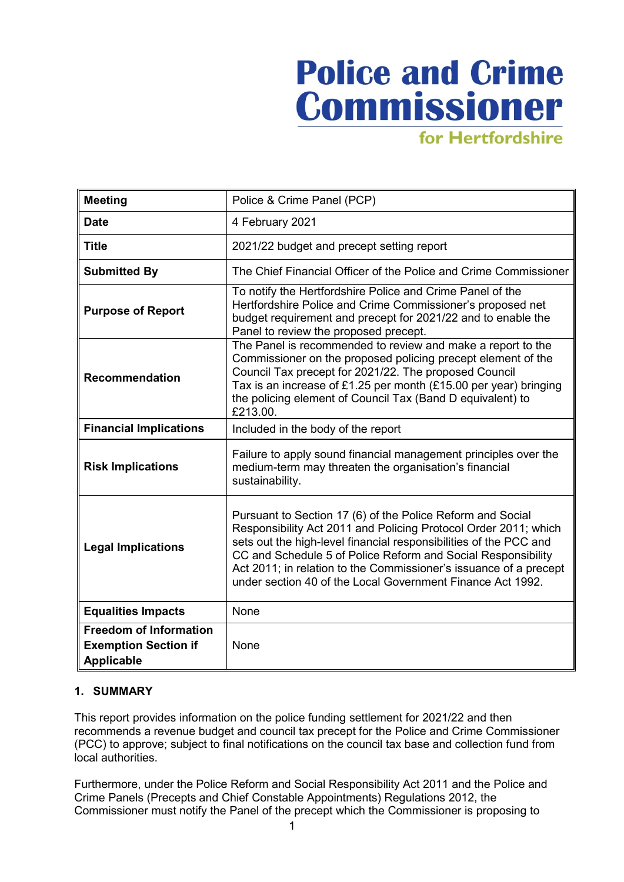# Police and Crime Commissioner

**for Hertfordshire**

| | |
|---|---|
| **Meeting** | Police & Crime Panel (PCP) |
| **Date** | 4 February 2021 |
| **Title** | 2021/22 budget and precept setting report |
| **Submitted By** | The Chief Financial Officer of the Police and Crime Commissioner |
| **Purpose of Report** | To notify the Hertfordshire Police and Crime Panel of the Hertfordshire Police and Crime Commissioner's proposed net budget requirement and precept for 2021/22 and to enable the Panel to review the proposed precept. |
| **Recommendation** | The Panel is recommended to review and make a report to the Commissioner on the proposed policing precept element of the Council Tax precept for 2021/22. The proposed Council Tax is an increase of £1.25 per month (£15.00 per year) bringing the policing element of Council Tax (Band D equivalent) to £213.00. |
| **Financial Implications** | Included in the body of the report |
| **Risk Implications** | Failure to apply sound financial management principles over the medium-term may threaten the organisation's financial sustainability. |
| **Legal Implications** | Pursuant to Section 17 (6) of the Police Reform and Social Responsibility Act 2011 and Policing Protocol Order 2011; which sets out the high-level financial responsibilities of the PCC and CC and Schedule 5 of Police Reform and Social Responsibility Act 2011; in relation to the Commissioner's issuance of a precept under section 40 of the Local Government Finance Act 1992. |
| **Equalities Impacts** | None |
| **Freedom of Information Exemption Section if Applicable** | None |

## 1. SUMMARY

This report provides information on the police funding settlement for 2021/22 and then recommends a revenue budget and council tax precept for the Police and Crime Commissioner (PCC) to approve; subject to final notifications on the council tax base and collection fund from local authorities.

Furthermore, under the Police Reform and Social Responsibility Act 2011 and the Police and Crime Panels (Precepts and Chief Constable Appointments) Regulations 2012, the Commissioner must notify the Panel of the precept which the Commissioner is proposing to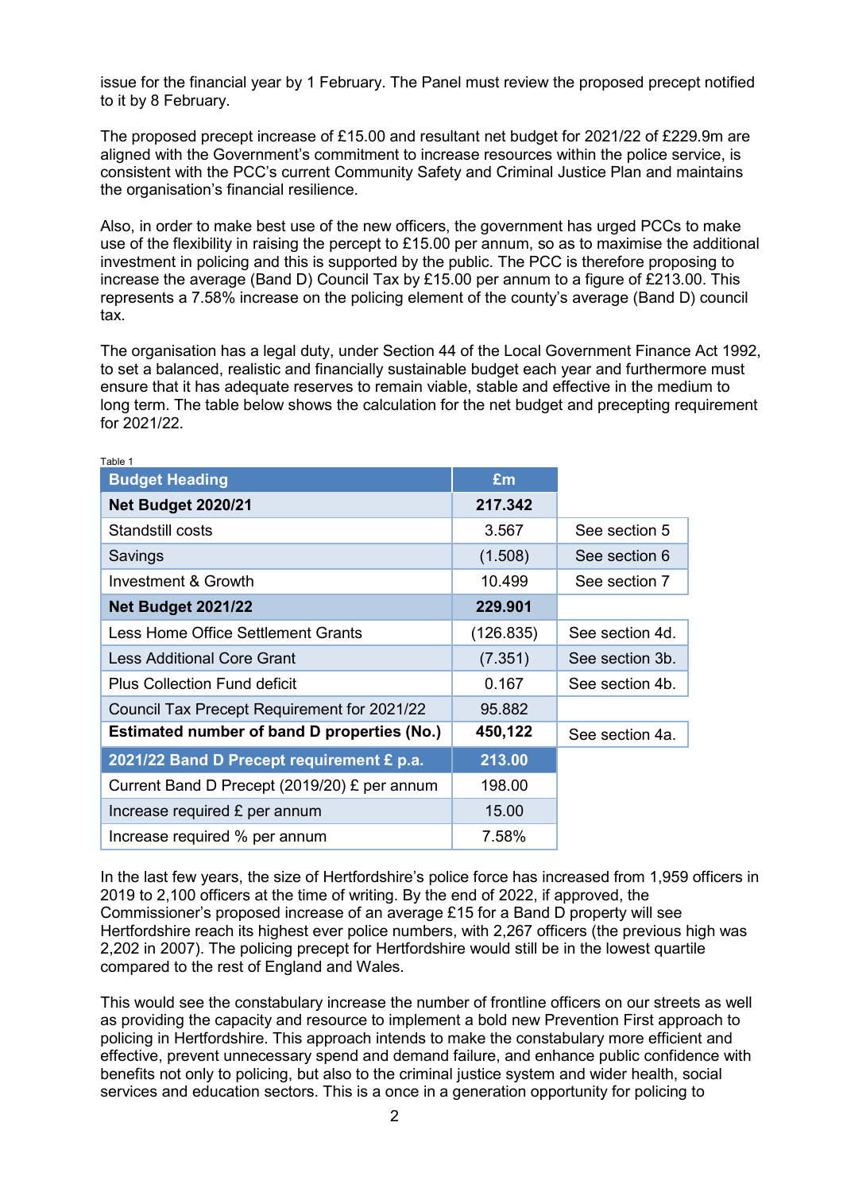issue for the financial year by 1 February. The Panel must review the proposed precept notified to it by 8 February.

The proposed precept increase of £15.00 and resultant net budget for 2021/22 of £229.9m are aligned with the Government's commitment to increase resources within the police service, is consistent with the PCC's current Community Safety and Criminal Justice Plan and maintains the organisation's financial resilience.

Also, in order to make best use of the new officers, the government has urged PCCs to make use of the flexibility in raising the percept to £15.00 per annum, so as to maximise the additional investment in policing and this is supported by the public. The PCC is therefore proposing to increase the average (Band D) Council Tax by £15.00 per annum to a figure of £213.00. This represents a 7.58% increase on the policing element of the county's average (Band D) council tax.

The organisation has a legal duty, under Section 44 of the Local Government Finance Act 1992, to set a balanced, realistic and financially sustainable budget each year and furthermore must ensure that it has adequate reserves to remain viable, stable and effective in the medium to long term. The table below shows the calculation for the net budget and precepting requirement for 2021/22.

Table 1

| Budget Heading | £m | |
|---|---|---|
| **Net Budget 2020/21** | **217.342** | |
| Standstill costs | 3.567 | See section 5 |
| Savings | (1.508) | See section 6 |
| Investment & Growth | 10.499 | See section 7 |
| **Net Budget 2021/22** | **229.901** | |
| Less Home Office Settlement Grants | (126.835) | See section 4d. |
| Less Additional Core Grant | (7.351) | See section 3b. |
| Plus Collection Fund deficit | 0.167 | See section 4b. |
| Council Tax Precept Requirement for 2021/22 | 95.882 | |
| **Estimated number of band D properties (No.)** | **450,122** | See section 4a. |
| **2021/22 Band D Precept requirement £ p.a.** | **213.00** | |
| Current Band D Precept (2019/20) £ per annum | 198.00 | |
| Increase required £ per annum | 15.00 | |
| Increase required % per annum | 7.58% | |

In the last few years, the size of Hertfordshire's police force has increased from 1,959 officers in 2019 to 2,100 officers at the time of writing. By the end of 2022, if approved, the Commissioner's proposed increase of an average £15 for a Band D property will see Hertfordshire reach its highest ever police numbers, with 2,267 officers (the previous high was 2,202 in 2007). The policing precept for Hertfordshire would still be in the lowest quartile compared to the rest of England and Wales.

This would see the constabulary increase the number of frontline officers on our streets as well as providing the capacity and resource to implement a bold new Prevention First approach to policing in Hertfordshire. This approach intends to make the constabulary more efficient and effective, prevent unnecessary spend and demand failure, and enhance public confidence with benefits not only to policing, but also to the criminal justice system and wider health, social services and education sectors. This is a once in a generation opportunity for policing to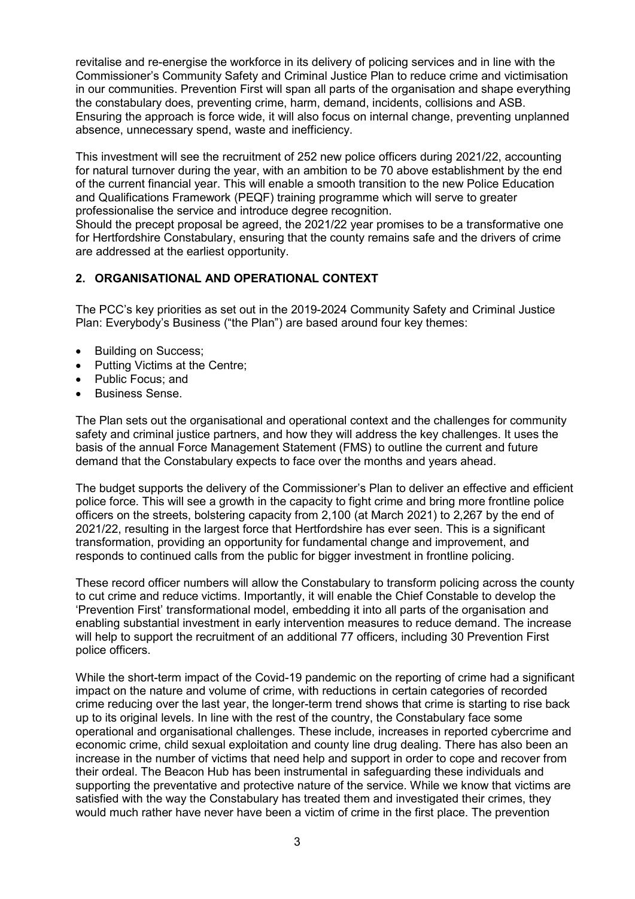revitalise and re-energise the workforce in its delivery of policing services and in line with the Commissioner's Community Safety and Criminal Justice Plan to reduce crime and victimisation in our communities. Prevention First will span all parts of the organisation and shape everything the constabulary does, preventing crime, harm, demand, incidents, collisions and ASB. Ensuring the approach is force wide, it will also focus on internal change, preventing unplanned absence, unnecessary spend, waste and inefficiency.

This investment will see the recruitment of 252 new police officers during 2021/22, accounting for natural turnover during the year, with an ambition to be 70 above establishment by the end of the current financial year. This will enable a smooth transition to the new Police Education and Qualifications Framework (PEQF) training programme which will serve to greater professionalise the service and introduce degree recognition.
Should the precept proposal be agreed, the 2021/22 year promises to be a transformative one for Hertfordshire Constabulary, ensuring that the county remains safe and the drivers of crime are addressed at the earliest opportunity.

## 2. ORGANISATIONAL AND OPERATIONAL CONTEXT

The PCC's key priorities as set out in the 2019-2024 Community Safety and Criminal Justice Plan: Everybody's Business ("the Plan") are based around four key themes:

- Building on Success;
- Putting Victims at the Centre;
- Public Focus; and
- Business Sense.

The Plan sets out the organisational and operational context and the challenges for community safety and criminal justice partners, and how they will address the key challenges. It uses the basis of the annual Force Management Statement (FMS) to outline the current and future demand that the Constabulary expects to face over the months and years ahead.

The budget supports the delivery of the Commissioner's Plan to deliver an effective and efficient police force. This will see a growth in the capacity to fight crime and bring more frontline police officers on the streets, bolstering capacity from 2,100 (at March 2021) to 2,267 by the end of 2021/22, resulting in the largest force that Hertfordshire has ever seen. This is a significant transformation, providing an opportunity for fundamental change and improvement, and responds to continued calls from the public for bigger investment in frontline policing.

These record officer numbers will allow the Constabulary to transform policing across the county to cut crime and reduce victims. Importantly, it will enable the Chief Constable to develop the 'Prevention First' transformational model, embedding it into all parts of the organisation and enabling substantial investment in early intervention measures to reduce demand. The increase will help to support the recruitment of an additional 77 officers, including 30 Prevention First police officers.

While the short-term impact of the Covid-19 pandemic on the reporting of crime had a significant impact on the nature and volume of crime, with reductions in certain categories of recorded crime reducing over the last year, the longer-term trend shows that crime is starting to rise back up to its original levels. In line with the rest of the country, the Constabulary face some operational and organisational challenges. These include, increases in reported cybercrime and economic crime, child sexual exploitation and county line drug dealing. There has also been an increase in the number of victims that need help and support in order to cope and recover from their ordeal. The Beacon Hub has been instrumental in safeguarding these individuals and supporting the preventative and protective nature of the service. While we know that victims are satisfied with the way the Constabulary has treated them and investigated their crimes, they would much rather have never have been a victim of crime in the first place. The prevention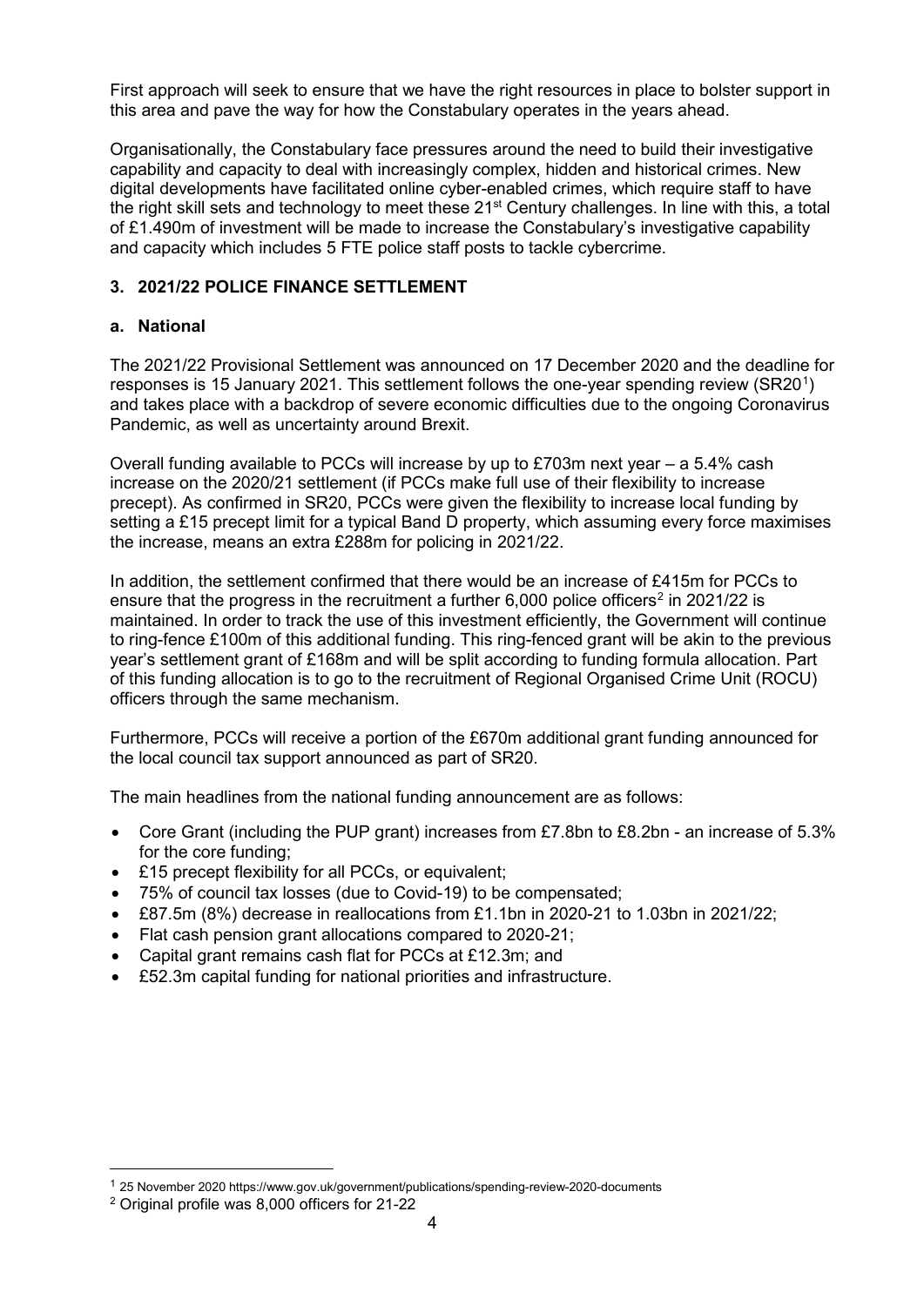First approach will seek to ensure that we have the right resources in place to bolster support in this area and pave the way for how the Constabulary operates in the years ahead.

Organisationally, the Constabulary face pressures around the need to build their investigative capability and capacity to deal with increasingly complex, hidden and historical crimes. New digital developments have facilitated online cyber-enabled crimes, which require staff to have the right skill sets and technology to meet these 21st Century challenges. In line with this, a total of £1.490m of investment will be made to increase the Constabulary's investigative capability and capacity which includes 5 FTE police staff posts to tackle cybercrime.

## 3. 2021/22 POLICE FINANCE SETTLEMENT

### a. National

The 2021/22 Provisional Settlement was announced on 17 December 2020 and the deadline for responses is 15 January 2021. This settlement follows the one-year spending review (SR20[1]) and takes place with a backdrop of severe economic difficulties due to the ongoing Coronavirus Pandemic, as well as uncertainty around Brexit.

Overall funding available to PCCs will increase by up to £703m next year – a 5.4% cash increase on the 2020/21 settlement (if PCCs make full use of their flexibility to increase precept). As confirmed in SR20, PCCs were given the flexibility to increase local funding by setting a £15 precept limit for a typical Band D property, which assuming every force maximises the increase, means an extra £288m for policing in 2021/22.

In addition, the settlement confirmed that there would be an increase of £415m for PCCs to ensure that the progress in the recruitment a further 6,000 police officers[2] in 2021/22 is maintained. In order to track the use of this investment efficiently, the Government will continue to ring-fence £100m of this additional funding. This ring-fenced grant will be akin to the previous year's settlement grant of £168m and will be split according to funding formula allocation. Part of this funding allocation is to go to the recruitment of Regional Organised Crime Unit (ROCU) officers through the same mechanism.

Furthermore, PCCs will receive a portion of the £670m additional grant funding announced for the local council tax support announced as part of SR20.

The main headlines from the national funding announcement are as follows:

- Core Grant (including the PUP grant) increases from £7.8bn to £8.2bn - an increase of 5.3% for the core funding;
- £15 precept flexibility for all PCCs, or equivalent;
- 75% of council tax losses (due to Covid-19) to be compensated;
- £87.5m (8%) decrease in reallocations from £1.1bn in 2020-21 to 1.03bn in 2021/22;
- Flat cash pension grant allocations compared to 2020-21;
- Capital grant remains cash flat for PCCs at £12.3m; and
- £52.3m capital funding for national priorities and infrastructure.

---

[1] 25 November 2020 https://www.gov.uk/government/publications/spending-review-2020-documents

[2] Original profile was 8,000 officers for 21-22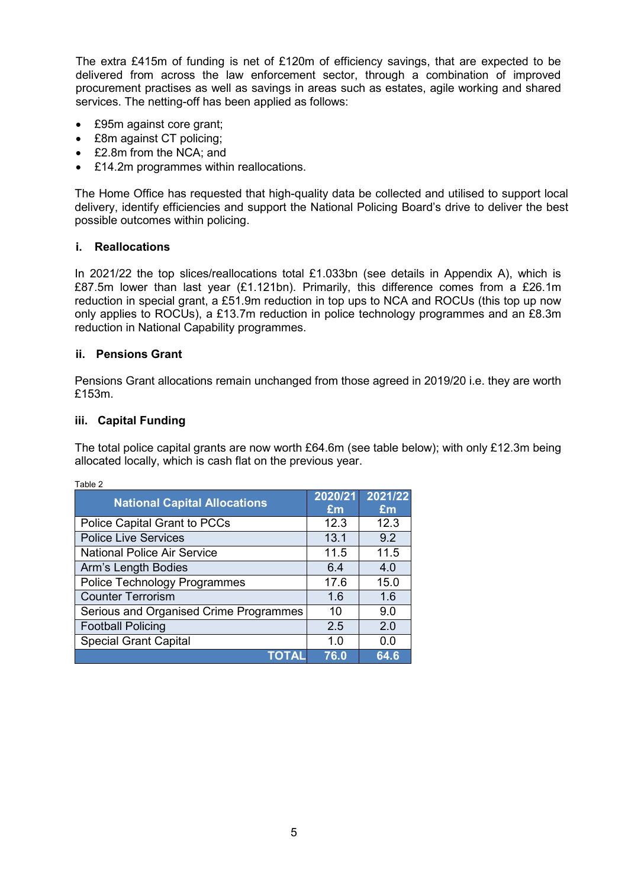The extra £415m of funding is net of £120m of efficiency savings, that are expected to be delivered from across the law enforcement sector, through a combination of improved procurement practises as well as savings in areas such as estates, agile working and shared services. The netting-off has been applied as follows:

- £95m against core grant;
- £8m against CT policing;
- £2.8m from the NCA; and
- £14.2m programmes within reallocations.

The Home Office has requested that high-quality data be collected and utilised to support local delivery, identify efficiencies and support the National Policing Board's drive to deliver the best possible outcomes within policing.

### i. Reallocations

In 2021/22 the top slices/reallocations total £1.033bn (see details in Appendix A), which is £87.5m lower than last year (£1.121bn). Primarily, this difference comes from a £26.1m reduction in special grant, a £51.9m reduction in top ups to NCA and ROCUs (this top up now only applies to ROCUs), a £13.7m reduction in police technology programmes and an £8.3m reduction in National Capability programmes.

### ii. Pensions Grant

Pensions Grant allocations remain unchanged from those agreed in 2019/20 i.e. they are worth £153m.

### iii. Capital Funding

The total police capital grants are now worth £64.6m (see table below); with only £12.3m being allocated locally, which is cash flat on the previous year.

Table 2

| National Capital Allocations | 2020/21 £m | 2021/22 £m |
|---|---|---|
| Police Capital Grant to PCCs | 12.3 | 12.3 |
| Police Live Services | 13.1 | 9.2 |
| National Police Air Service | 11.5 | 11.5 |
| Arm's Length Bodies | 6.4 | 4.0 |
| Police Technology Programmes | 17.6 | 15.0 |
| Counter Terrorism | 1.6 | 1.6 |
| Serious and Organised Crime Programmes | 10 | 9.0 |
| Football Policing | 2.5 | 2.0 |
| Special Grant Capital | 1.0 | 0.0 |
| **TOTAL** | **76.0** | **64.6** |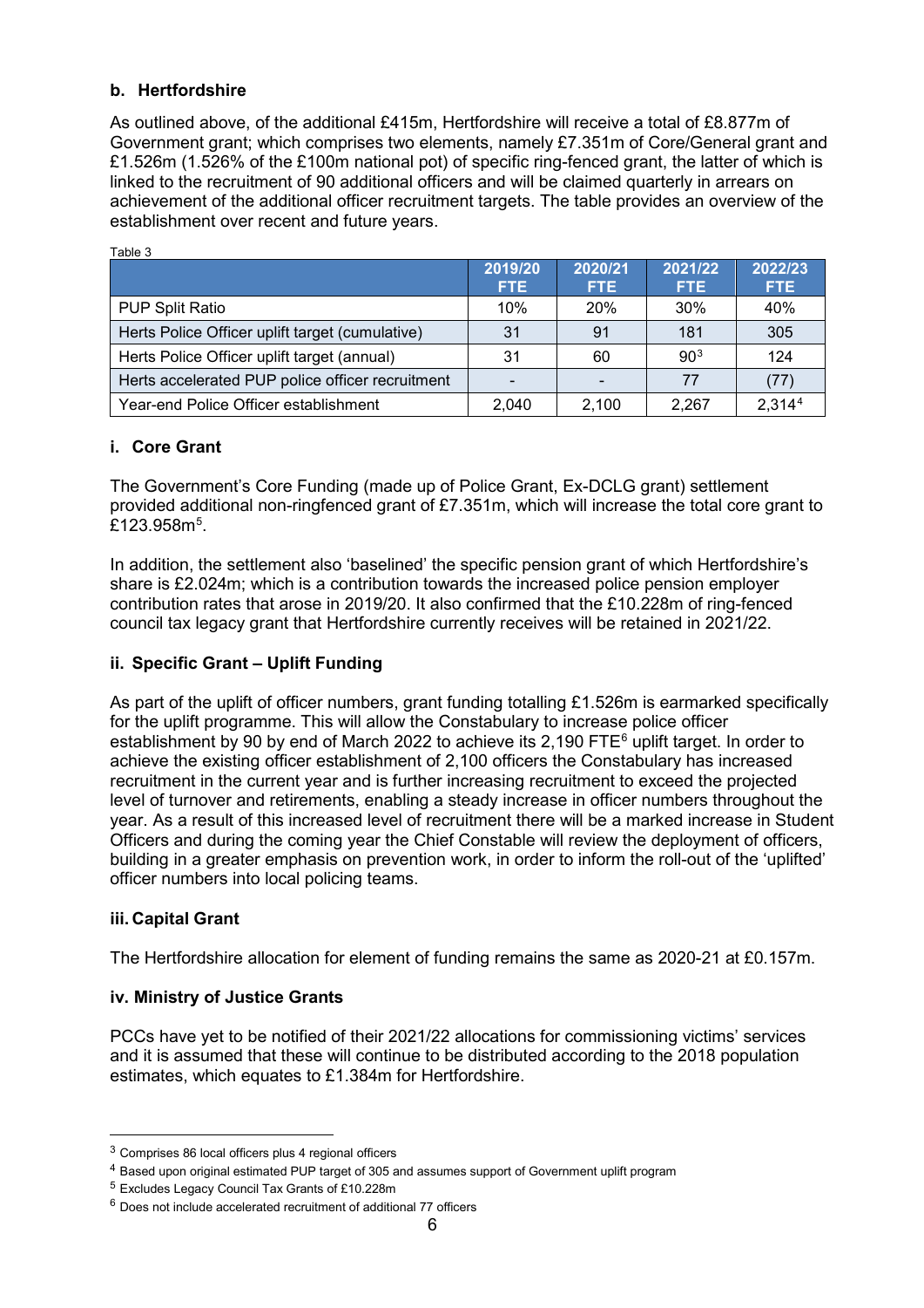### b. Hertfordshire

As outlined above, of the additional £415m, Hertfordshire will receive a total of £8.877m of Government grant; which comprises two elements, namely £7.351m of Core/General grant and £1.526m (1.526% of the £100m national pot) of specific ring-fenced grant, the latter of which is linked to the recruitment of 90 additional officers and will be claimed quarterly in arrears on achievement of the additional officer recruitment targets. The table provides an overview of the establishment over recent and future years.

Table 3

| | 2019/20 FTE | 2020/21 FTE | 2021/22 FTE | 2022/23 FTE |
|---|---|---|---|---|
| PUP Split Ratio | 10% | 20% | 30% | 40% |
| Herts Police Officer uplift target (cumulative) | 31 | 91 | 181 | 305 |
| Herts Police Officer uplift target (annual) | 31 | 60 | 90[3] | 124 |
| Herts accelerated PUP police officer recruitment | - | - | 77 | (77) |
| Year-end Police Officer establishment | 2,040 | 2,100 | 2,267 | 2,314[4] |

#### i. Core Grant

The Government's Core Funding (made up of Police Grant, Ex-DCLG grant) settlement provided additional non-ringfenced grant of £7.351m, which will increase the total core grant to £123.958m[5].

In addition, the settlement also 'baselined' the specific pension grant of which Hertfordshire's share is £2.024m; which is a contribution towards the increased police pension employer contribution rates that arose in 2019/20. It also confirmed that the £10.228m of ring-fenced council tax legacy grant that Hertfordshire currently receives will be retained in 2021/22.

#### ii. Specific Grant – Uplift Funding

As part of the uplift of officer numbers, grant funding totalling £1.526m is earmarked specifically for the uplift programme. This will allow the Constabulary to increase police officer establishment by 90 by end of March 2022 to achieve its 2,190 FTE[6] uplift target. In order to achieve the existing officer establishment of 2,100 officers the Constabulary has increased recruitment in the current year and is further increasing recruitment to exceed the projected level of turnover and retirements, enabling a steady increase in officer numbers throughout the year. As a result of this increased level of recruitment there will be a marked increase in Student Officers and during the coming year the Chief Constable will review the deployment of officers, building in a greater emphasis on prevention work, in order to inform the roll-out of the 'uplifted' officer numbers into local policing teams.

#### iii. Capital Grant

The Hertfordshire allocation for element of funding remains the same as 2020-21 at £0.157m.

#### iv. Ministry of Justice Grants

PCCs have yet to be notified of their 2021/22 allocations for commissioning victims' services and it is assumed that these will continue to be distributed according to the 2018 population estimates, which equates to £1.384m for Hertfordshire.

---

[3] Comprises 86 local officers plus 4 regional officers

[4] Based upon original estimated PUP target of 305 and assumes support of Government uplift program

[5] Excludes Legacy Council Tax Grants of £10.228m

[6] Does not include accelerated recruitment of additional 77 officers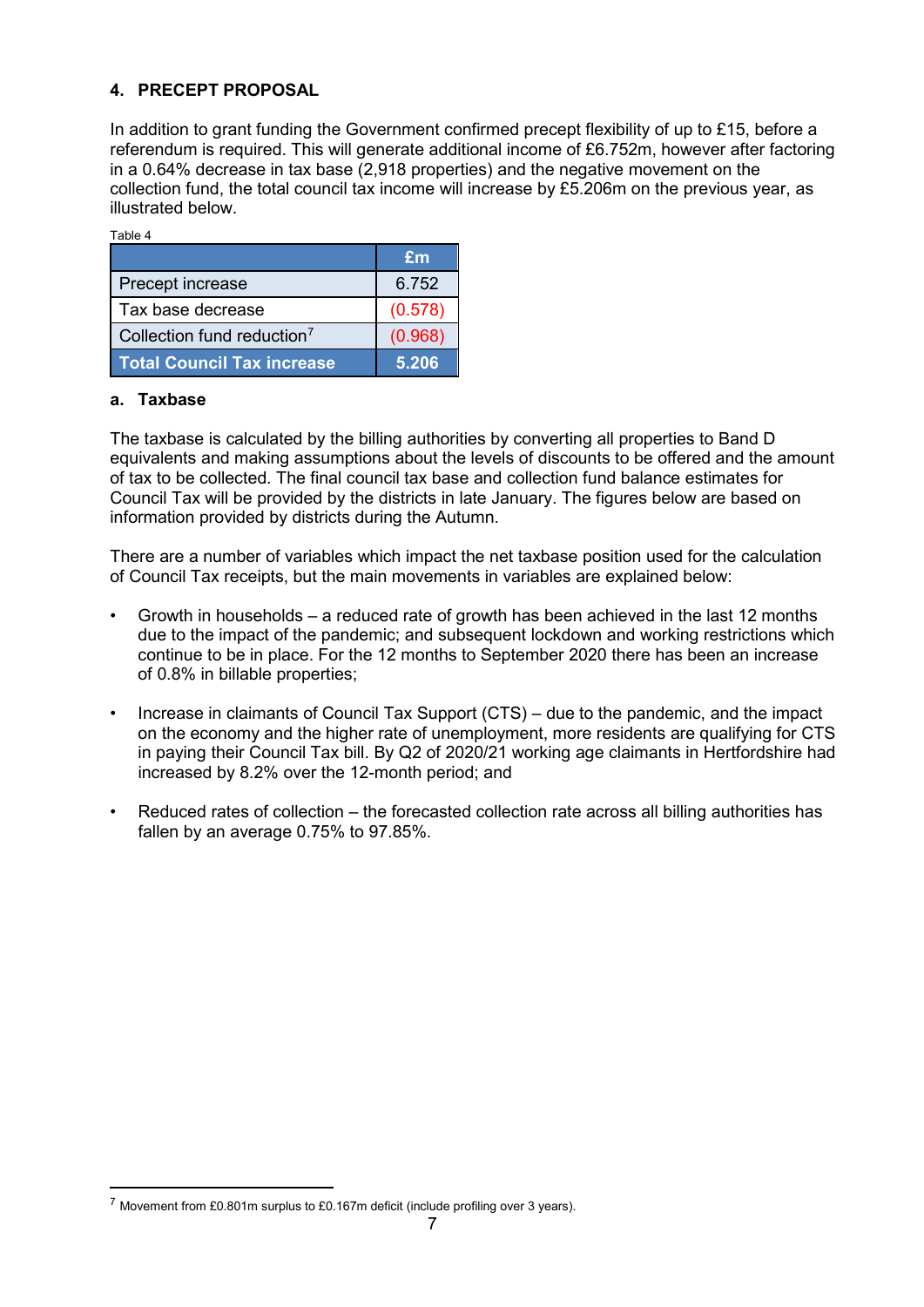## 4. PRECEPT PROPOSAL

In addition to grant funding the Government confirmed precept flexibility of up to £15, before a referendum is required. This will generate additional income of £6.752m, however after factoring in a 0.64% decrease in tax base (2,918 properties) and the negative movement on the collection fund, the total council tax income will increase by £5.206m on the previous year, as illustrated below.

Table 4

| | £m |
|---|---|
| Precept increase | 6.752 |
| Tax base decrease | (0.578) |
| Collection fund reduction[7] | (0.968) |
| **Total Council Tax increase** | **5.206** |

### a. Taxbase

The taxbase is calculated by the billing authorities by converting all properties to Band D equivalents and making assumptions about the levels of discounts to be offered and the amount of tax to be collected. The final council tax base and collection fund balance estimates for Council Tax will be provided by the districts in late January. The figures below are based on information provided by districts during the Autumn.

There are a number of variables which impact the net taxbase position used for the calculation of Council Tax receipts, but the main movements in variables are explained below:

- Growth in households – a reduced rate of growth has been achieved in the last 12 months due to the impact of the pandemic; and subsequent lockdown and working restrictions which continue to be in place. For the 12 months to September 2020 there has been an increase of 0.8% in billable properties;

- Increase in claimants of Council Tax Support (CTS) – due to the pandemic, and the impact on the economy and the higher rate of unemployment, more residents are qualifying for CTS in paying their Council Tax bill. By Q2 of 2020/21 working age claimants in Hertfordshire had increased by 8.2% over the 12-month period; and

- Reduced rates of collection – the forecasted collection rate across all billing authorities has fallen by an average 0.75% to 97.85%.

[7] Movement from £0.801m surplus to £0.167m deficit (include profiling over 3 years).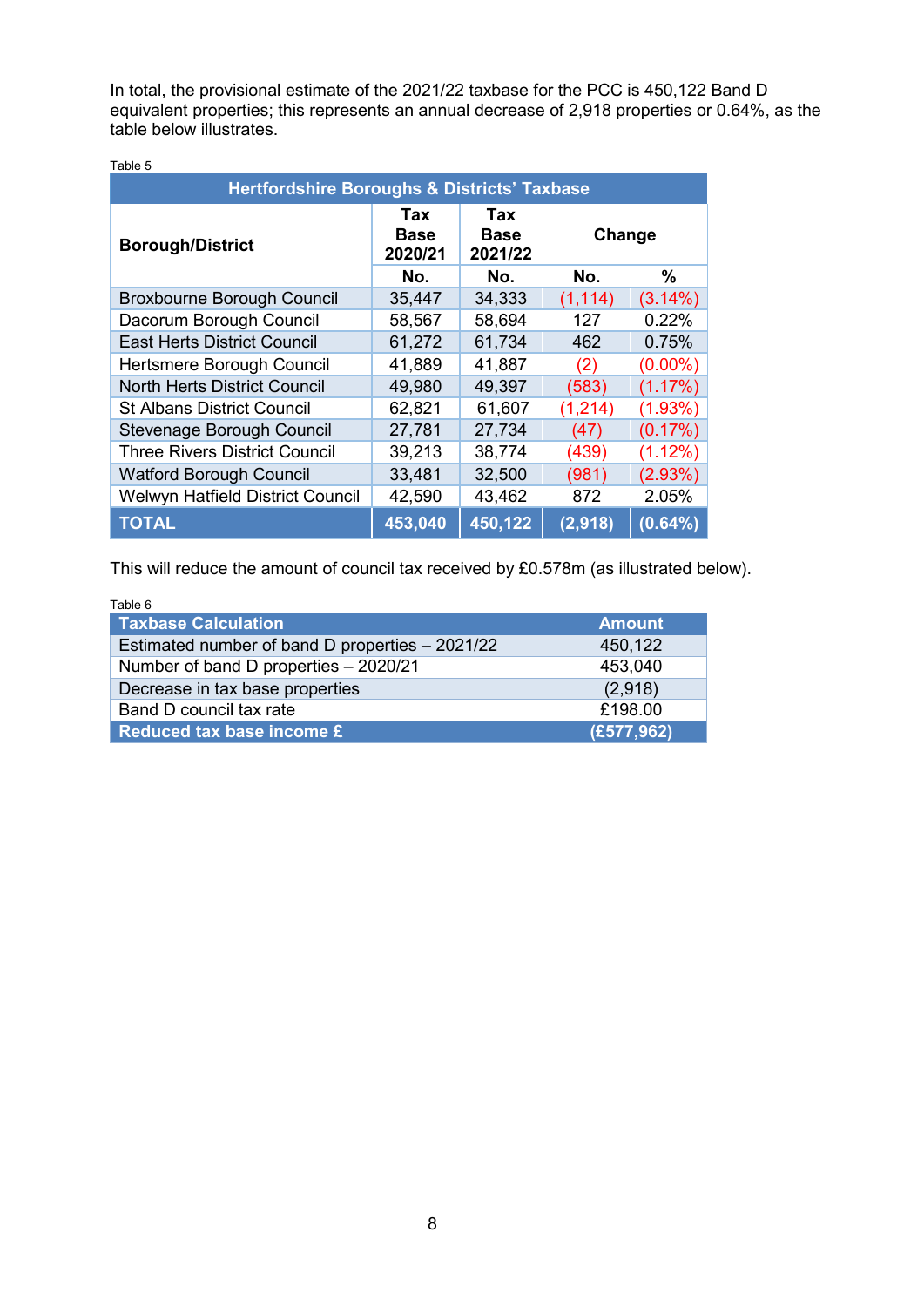In total, the provisional estimate of the 2021/22 taxbase for the PCC is 450,122 Band D equivalent properties; this represents an annual decrease of 2,918 properties or 0.64%, as the table below illustrates.

Table 5

| Hertfordshire Boroughs & Districts' Taxbase | | | | |
|---|---|---|---|---|
| **Borough/District** | **Tax Base 2020/21** | **Tax Base 2021/22** | **Change** | |
| | **No.** | **No.** | **No.** | **%** |
| Broxbourne Borough Council | 35,447 | 34,333 | (1,114) | (3.14%) |
| Dacorum Borough Council | 58,567 | 58,694 | 127 | 0.22% |
| East Herts District Council | 61,272 | 61,734 | 462 | 0.75% |
| Hertsmere Borough Council | 41,889 | 41,887 | (2) | (0.00%) |
| North Herts District Council | 49,980 | 49,397 | (583) | (1.17%) |
| St Albans District Council | 62,821 | 61,607 | (1,214) | (1.93%) |
| Stevenage Borough Council | 27,781 | 27,734 | (47) | (0.17%) |
| Three Rivers District Council | 39,213 | 38,774 | (439) | (1.12%) |
| Watford Borough Council | 33,481 | 32,500 | (981) | (2.93%) |
| Welwyn Hatfield District Council | 42,590 | 43,462 | 872 | 2.05% |
| **TOTAL** | **453,040** | **450,122** | **(2,918)** | **(0.64%)** |

This will reduce the amount of council tax received by £0.578m (as illustrated below).

Table 6

| Taxbase Calculation | Amount |
|---|---|
| Estimated number of band D properties – 2021/22 | 450,122 |
| Number of band D properties – 2020/21 | 453,040 |
| Decrease in tax base properties | (2,918) |
| Band D council tax rate | £198.00 |
| **Reduced tax base income £** | **(£577,962)** |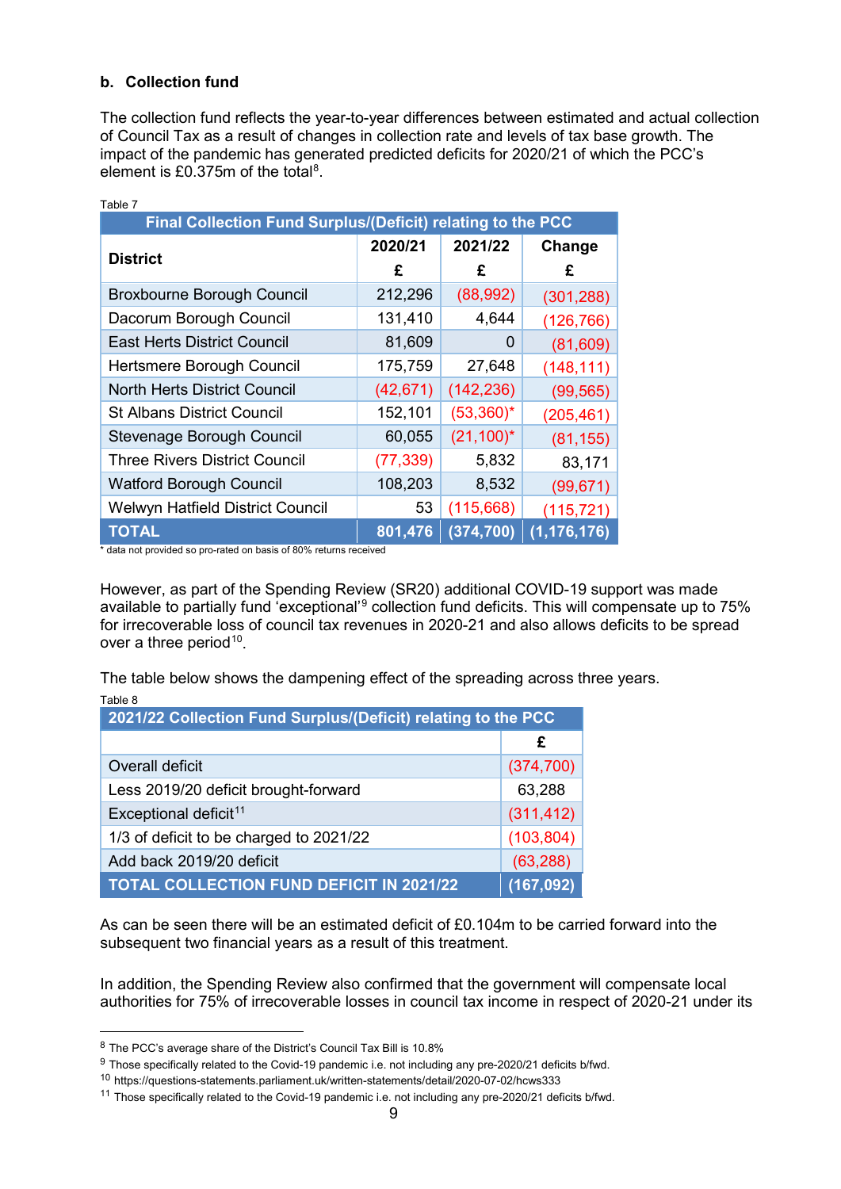### b. Collection fund

The collection fund reflects the year-to-year differences between estimated and actual collection of Council Tax as a result of changes in collection rate and levels of tax base growth. The impact of the pandemic has generated predicted deficits for 2020/21 of which the PCC's element is £0.375m of the total[8].

Table 7

| Final Collection Fund Surplus/(Deficit) relating to the PCC | | | |
|---|---|---|---|
| **District** | **2020/21 £** | **2021/22 £** | **Change £** |
| Broxbourne Borough Council | 212,296 | (88,992) | (301,288) |
| Dacorum Borough Council | 131,410 | 4,644 | (126,766) |
| East Herts District Council | 81,609 | 0 | (81,609) |
| Hertsmere Borough Council | 175,759 | 27,648 | (148,111) |
| North Herts District Council | (42,671) | (142,236) | (99,565) |
| St Albans District Council | 152,101 | (53,360)* | (205,461) |
| Stevenage Borough Council | 60,055 | (21,100)* | (81,155) |
| Three Rivers District Council | (77,339) | 5,832 | 83,171 |
| Watford Borough Council | 108,203 | 8,532 | (99,671) |
| Welwyn Hatfield District Council | 53 | (115,668) | (115,721) |
| **TOTAL** | **801,476** | **(374,700)** | **(1,176,176)** |

\* data not provided so pro-rated on basis of 80% returns received

However, as part of the Spending Review (SR20) additional COVID-19 support was made available to partially fund 'exceptional'[9] collection fund deficits. This will compensate up to 75% for irrecoverable loss of council tax revenues in 2020-21 and also allows deficits to be spread over a three period[10].

The table below shows the dampening effect of the spreading across three years.

Table 8

| 2021/22 Collection Fund Surplus/(Deficit) relating to the PCC | |
|---|---|
| | **£** |
| Overall deficit | (374,700) |
| Less 2019/20 deficit brought-forward | 63,288 |
| Exceptional deficit[11] | (311,412) |
| 1/3 of deficit to be charged to 2021/22 | (103,804) |
| Add back 2019/20 deficit | (63,288) |
| **TOTAL COLLECTION FUND DEFICIT IN 2021/22** | **(167,092)** |

As can be seen there will be an estimated deficit of £0.104m to be carried forward into the subsequent two financial years as a result of this treatment.

In addition, the Spending Review also confirmed that the government will compensate local authorities for 75% of irrecoverable losses in council tax income in respect of 2020-21 under its

---

[8] The PCC's average share of the District's Council Tax Bill is 10.8%

[9] Those specifically related to the Covid-19 pandemic i.e. not including any pre-2020/21 deficits b/fwd.

[10] https://questions-statements.parliament.uk/written-statements/detail/2020-07-02/hcws333

[11] Those specifically related to the Covid-19 pandemic i.e. not including any pre-2020/21 deficits b/fwd.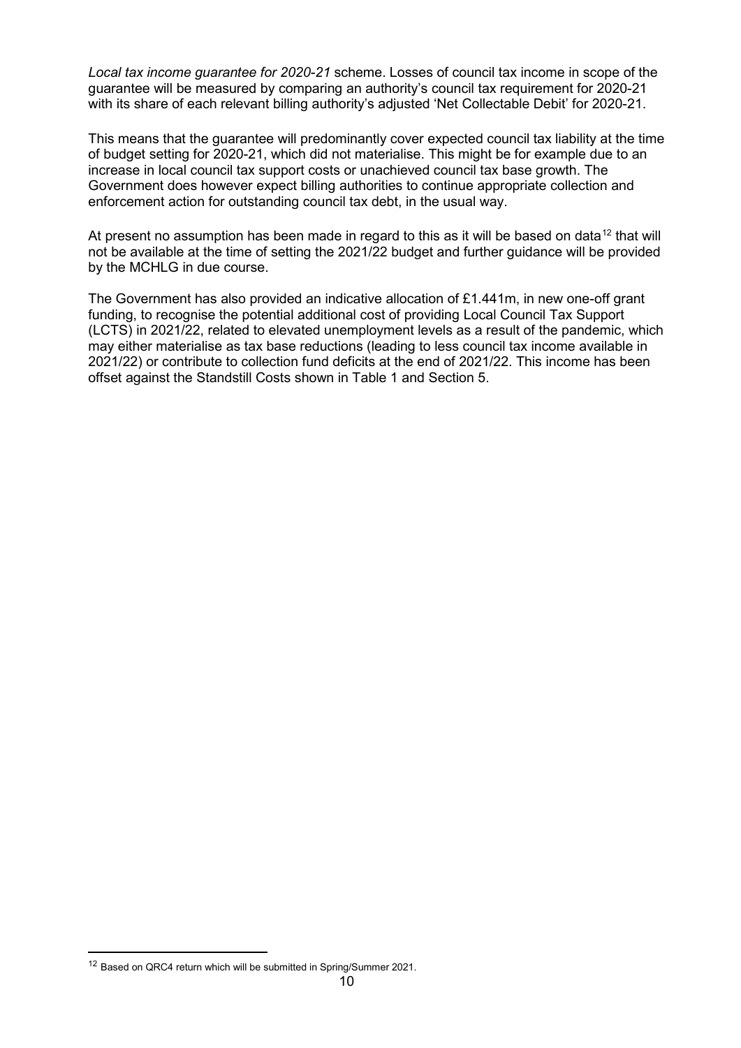*Local tax income guarantee for 2020-21* scheme. Losses of council tax income in scope of the guarantee will be measured by comparing an authority's council tax requirement for 2020-21 with its share of each relevant billing authority's adjusted 'Net Collectable Debit' for 2020-21.

This means that the guarantee will predominantly cover expected council tax liability at the time of budget setting for 2020-21, which did not materialise. This might be for example due to an increase in local council tax support costs or unachieved council tax base growth. The Government does however expect billing authorities to continue appropriate collection and enforcement action for outstanding council tax debt, in the usual way.

At present no assumption has been made in regard to this as it will be based on data[12] that will not be available at the time of setting the 2021/22 budget and further guidance will be provided by the MCHLG in due course.

The Government has also provided an indicative allocation of £1.441m, in new one-off grant funding, to recognise the potential additional cost of providing Local Council Tax Support (LCTS) in 2021/22, related to elevated unemployment levels as a result of the pandemic, which may either materialise as tax base reductions (leading to less council tax income available in 2021/22) or contribute to collection fund deficits at the end of 2021/22. This income has been offset against the Standstill Costs shown in Table 1 and Section 5.

[12] Based on QRC4 return which will be submitted in Spring/Summer 2021.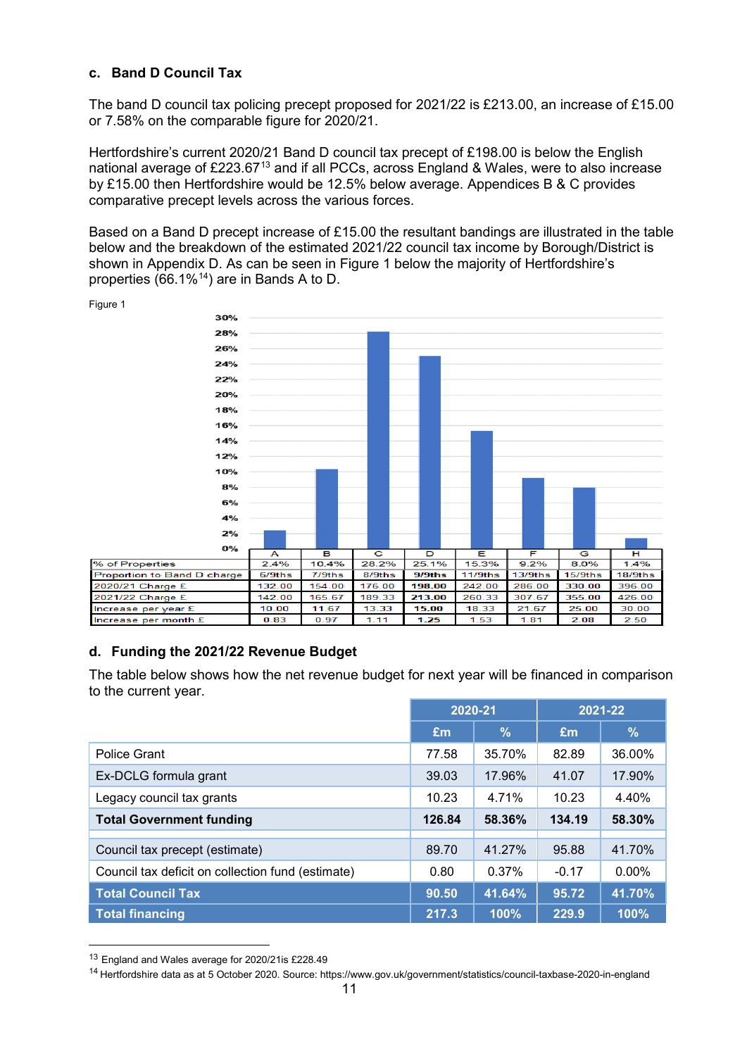## c. Band D Council Tax

The band D council tax policing precept proposed for 2021/22 is £213.00, an increase of £15.00 or 7.58% on the comparable figure for 2020/21.

Hertfordshire's current 2020/21 Band D council tax precept of £198.00 is below the English national average of £223.67[13] and if all PCCs, across England & Wales, were to also increase by £15.00 then Hertfordshire would be 12.5% below average. Appendices B & C provides comparative precept levels across the various forces.

Based on a Band D precept increase of £15.00 the resultant bandings are illustrated in the table below and the breakdown of the estimated 2021/22 council tax income by Borough/District is shown in Appendix D. As can be seen in Figure 1 below the majority of Hertfordshire's properties (66.1%[14]) are in Bands A to D.

Figure 1

30%
28%
26%
24%
22%
20%
18%
16%
14%
12%
10%
8%
6%
4%
2%
0%

| | A | B | C | D | E | F | G | H |
|---|---|---|---|---|---|---|---|---|
| % of Properties | 2.4% | 10.4% | 28.2% | 25.1% | 15.3% | 9.2% | 8.0% | 1.4% |
| Proportion to Band D charge | 6/9ths | 7/9ths | 8/9ths | **9/9ths** | 11/9ths | 13/9ths | 15/9ths | 18/9ths |
| 2020/21 Charge £ | 132.00 | 154.00 | 176.00 | **198.00** | 242.00 | 286.00 | 330.00 | 396.00 |
| 2021/22 Charge £ | 142.00 | 165.67 | 189.33 | **213.00** | 260.33 | 307.67 | 355.00 | 426.00 |
| Increase per year £ | 10.00 | 11.67 | 13.33 | **15.00** | 18.33 | 21.67 | 25.00 | 30.00 |
| Increase per month £ | 0.83 | 0.97 | 1.11 | **1.25** | 1.53 | 1.81 | 2.08 | 2.50 |

## d. Funding the 2021/22 Revenue Budget

The table below shows how the net revenue budget for next year will be financed in comparison to the current year.

| | 2020-21 | | 2021-22 | |
|---|---|---|---|---|
| | £m | % | £m | % |
| Police Grant | 77.58 | 35.70% | 82.89 | 36.00% |
| Ex-DCLG formula grant | 39.03 | 17.96% | 41.07 | 17.90% |
| Legacy council tax grants | 10.23 | 4.71% | 10.23 | 4.40% |
| **Total Government funding** | **126.84** | **58.36%** | **134.19** | **58.30%** |
| | | | | |
| Council tax precept (estimate) | 89.70 | 41.27% | 95.88 | 41.70% |
| Council tax deficit on collection fund (estimate) | 0.80 | 0.37% | -0.17 | 0.00% |
| **Total Council Tax** | **90.50** | **41.64%** | **95.72** | **41.70%** |
| **Total financing** | **217.3** | **100%** | **229.9** | **100%** |

[13] England and Wales average for 2020/21is £228.49

[14] Hertfordshire data as at 5 October 2020. Source: https://www.gov.uk/government/statistics/council-taxbase-2020-in-england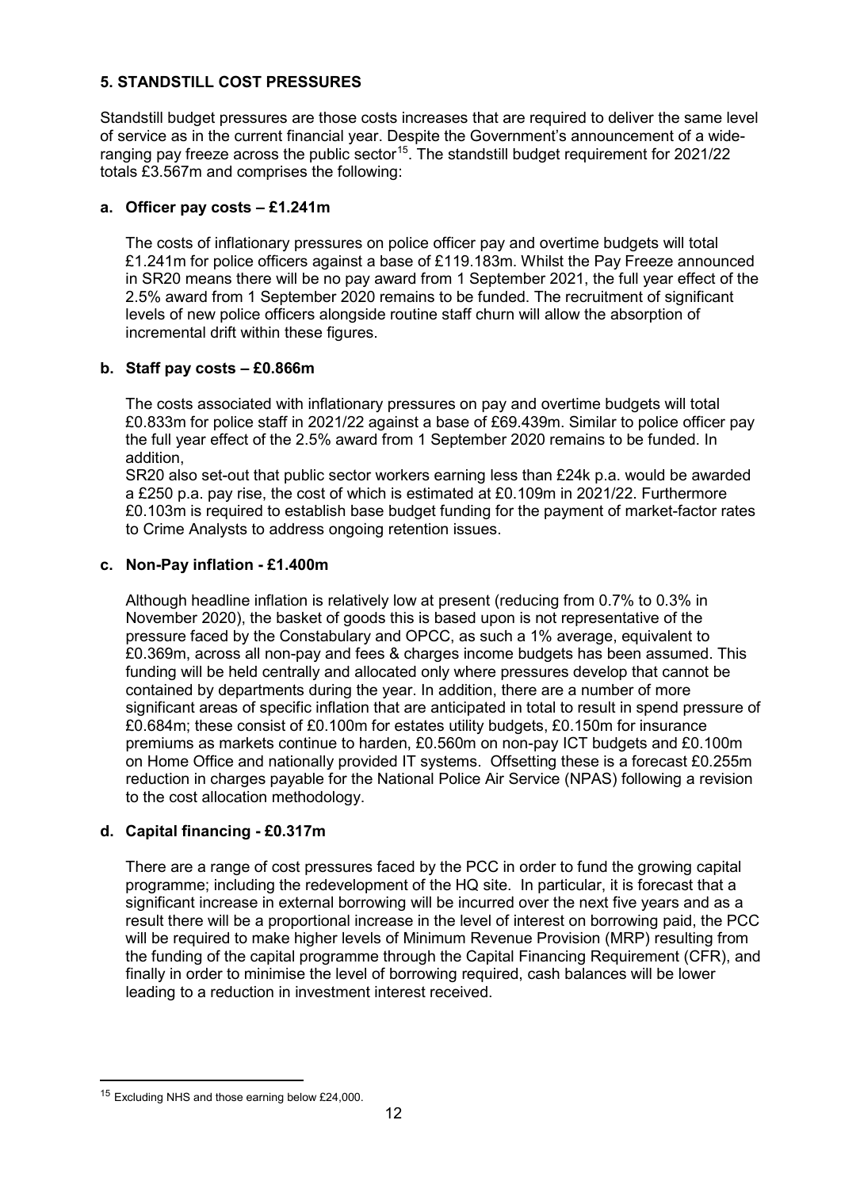## 5. STANDSTILL COST PRESSURES

Standstill budget pressures are those costs increases that are required to deliver the same level of service as in the current financial year. Despite the Government's announcement of a wide-ranging pay freeze across the public sector[15]. The standstill budget requirement for 2021/22 totals £3.567m and comprises the following:

### a. Officer pay costs – £1.241m

The costs of inflationary pressures on police officer pay and overtime budgets will total £1.241m for police officers against a base of £119.183m. Whilst the Pay Freeze announced in SR20 means there will be no pay award from 1 September 2021, the full year effect of the 2.5% award from 1 September 2020 remains to be funded. The recruitment of significant levels of new police officers alongside routine staff churn will allow the absorption of incremental drift within these figures.

### b. Staff pay costs – £0.866m

The costs associated with inflationary pressures on pay and overtime budgets will total £0.833m for police staff in 2021/22 against a base of £69.439m. Similar to police officer pay the full year effect of the 2.5% award from 1 September 2020 remains to be funded. In addition,
SR20 also set-out that public sector workers earning less than £24k p.a. would be awarded a £250 p.a. pay rise, the cost of which is estimated at £0.109m in 2021/22. Furthermore £0.103m is required to establish base budget funding for the payment of market-factor rates to Crime Analysts to address ongoing retention issues.

### c. Non-Pay inflation - £1.400m

Although headline inflation is relatively low at present (reducing from 0.7% to 0.3% in November 2020), the basket of goods this is based upon is not representative of the pressure faced by the Constabulary and OPCC, as such a 1% average, equivalent to £0.369m, across all non-pay and fees & charges income budgets has been assumed. This funding will be held centrally and allocated only where pressures develop that cannot be contained by departments during the year. In addition, there are a number of more significant areas of specific inflation that are anticipated in total to result in spend pressure of £0.684m; these consist of £0.100m for estates utility budgets, £0.150m for insurance premiums as markets continue to harden, £0.560m on non-pay ICT budgets and £0.100m on Home Office and nationally provided IT systems. Offsetting these is a forecast £0.255m reduction in charges payable for the National Police Air Service (NPAS) following a revision to the cost allocation methodology.

### d. Capital financing - £0.317m

There are a range of cost pressures faced by the PCC in order to fund the growing capital programme; including the redevelopment of the HQ site. In particular, it is forecast that a significant increase in external borrowing will be incurred over the next five years and as a result there will be a proportional increase in the level of interest on borrowing paid, the PCC will be required to make higher levels of Minimum Revenue Provision (MRP) resulting from the funding of the capital programme through the Capital Financing Requirement (CFR), and finally in order to minimise the level of borrowing required, cash balances will be lower leading to a reduction in investment interest received.

---

[15] Excluding NHS and those earning below £24,000.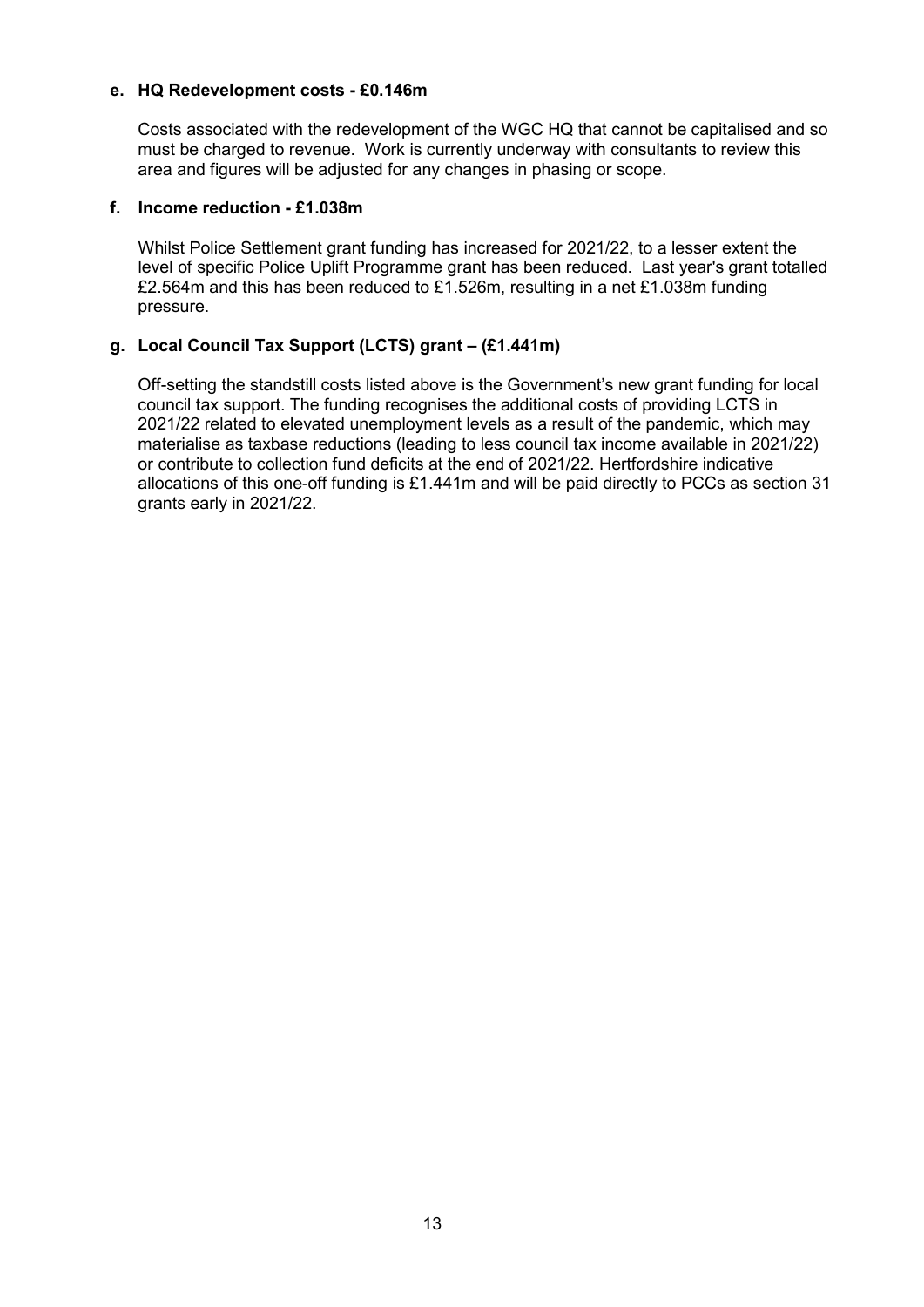**e. HQ Redevelopment costs - £0.146m**

Costs associated with the redevelopment of the WGC HQ that cannot be capitalised and so must be charged to revenue. Work is currently underway with consultants to review this area and figures will be adjusted for any changes in phasing or scope.

**f. Income reduction - £1.038m**

Whilst Police Settlement grant funding has increased for 2021/22, to a lesser extent the level of specific Police Uplift Programme grant has been reduced. Last year's grant totalled £2.564m and this has been reduced to £1.526m, resulting in a net £1.038m funding pressure.

**g. Local Council Tax Support (LCTS) grant – (£1.441m)**

Off-setting the standstill costs listed above is the Government's new grant funding for local council tax support. The funding recognises the additional costs of providing LCTS in 2021/22 related to elevated unemployment levels as a result of the pandemic, which may materialise as taxbase reductions (leading to less council tax income available in 2021/22) or contribute to collection fund deficits at the end of 2021/22. Hertfordshire indicative allocations of this one-off funding is £1.441m and will be paid directly to PCCs as section 31 grants early in 2021/22.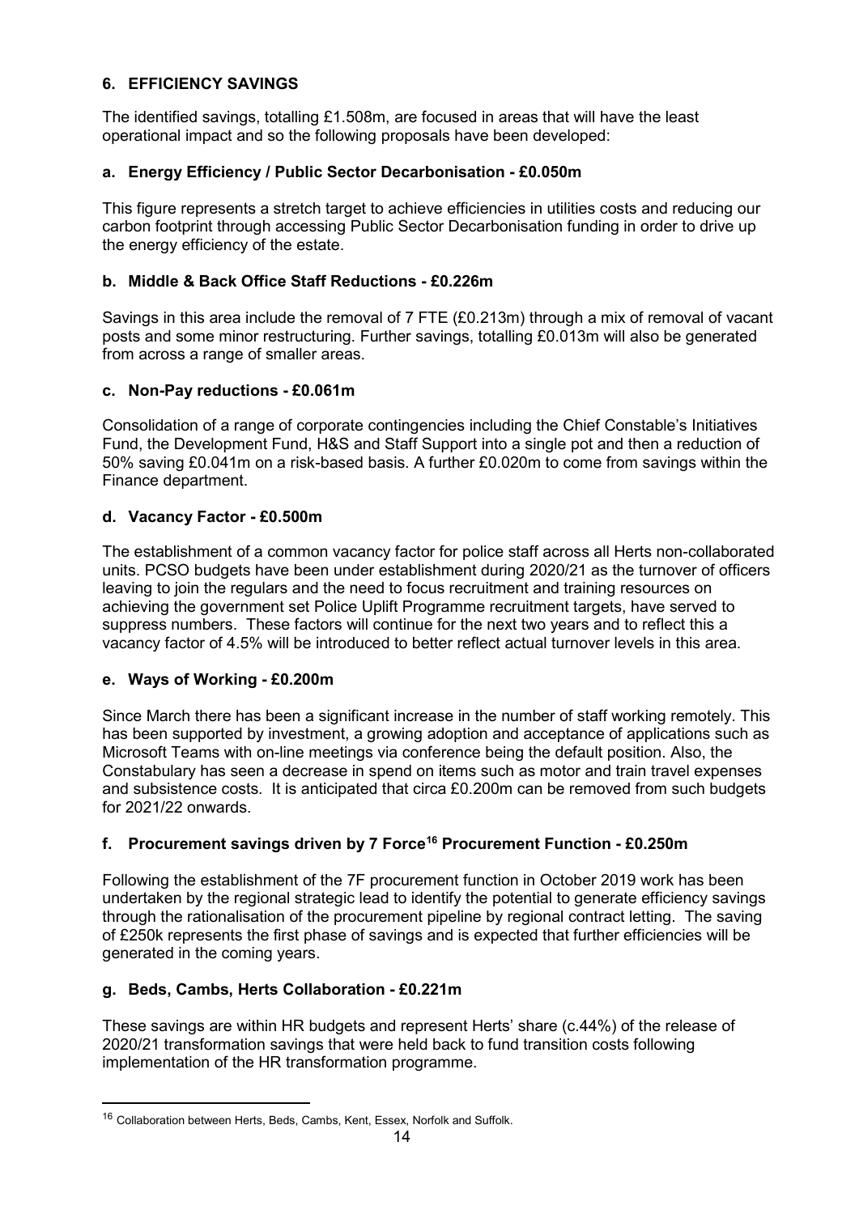## 6. EFFICIENCY SAVINGS

The identified savings, totalling £1.508m, are focused in areas that will have the least operational impact and so the following proposals have been developed:

### a. Energy Efficiency / Public Sector Decarbonisation - £0.050m

This figure represents a stretch target to achieve efficiencies in utilities costs and reducing our carbon footprint through accessing Public Sector Decarbonisation funding in order to drive up the energy efficiency of the estate.

### b. Middle & Back Office Staff Reductions - £0.226m

Savings in this area include the removal of 7 FTE (£0.213m) through a mix of removal of vacant posts and some minor restructuring. Further savings, totalling £0.013m will also be generated from across a range of smaller areas.

### c. Non-Pay reductions - £0.061m

Consolidation of a range of corporate contingencies including the Chief Constable's Initiatives Fund, the Development Fund, H&S and Staff Support into a single pot and then a reduction of 50% saving £0.041m on a risk-based basis. A further £0.020m to come from savings within the Finance department.

### d. Vacancy Factor - £0.500m

The establishment of a common vacancy factor for police staff across all Herts non-collaborated units. PCSO budgets have been under establishment during 2020/21 as the turnover of officers leaving to join the regulars and the need to focus recruitment and training resources on achieving the government set Police Uplift Programme recruitment targets, have served to suppress numbers. These factors will continue for the next two years and to reflect this a vacancy factor of 4.5% will be introduced to better reflect actual turnover levels in this area.

### e. Ways of Working - £0.200m

Since March there has been a significant increase in the number of staff working remotely. This has been supported by investment, a growing adoption and acceptance of applications such as Microsoft Teams with on-line meetings via conference being the default position. Also, the Constabulary has seen a decrease in spend on items such as motor and train travel expenses and subsistence costs. It is anticipated that circa £0.200m can be removed from such budgets for 2021/22 onwards.

### f. Procurement savings driven by 7 Force[16] Procurement Function - £0.250m

Following the establishment of the 7F procurement function in October 2019 work has been undertaken by the regional strategic lead to identify the potential to generate efficiency savings through the rationalisation of the procurement pipeline by regional contract letting. The saving of £250k represents the first phase of savings and is expected that further efficiencies will be generated in the coming years.

### g. Beds, Cambs, Herts Collaboration - £0.221m

These savings are within HR budgets and represent Herts' share (c.44%) of the release of 2020/21 transformation savings that were held back to fund transition costs following implementation of the HR transformation programme.

---

[16] Collaboration between Herts, Beds, Cambs, Kent, Essex, Norfolk and Suffolk.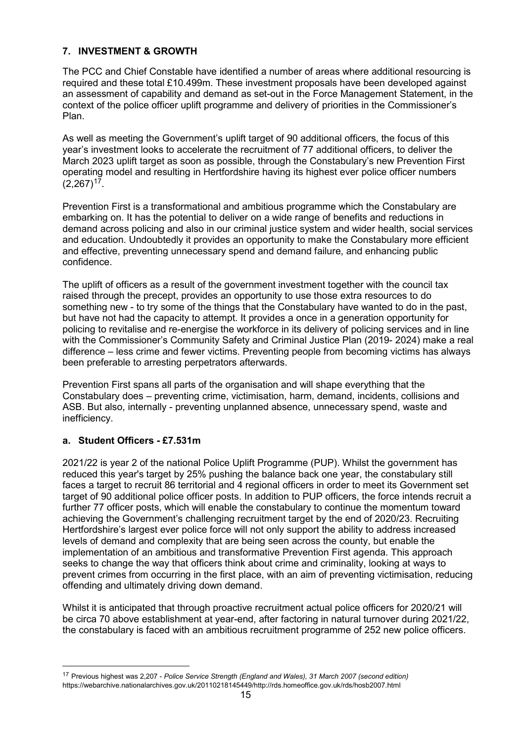## 7. INVESTMENT & GROWTH

The PCC and Chief Constable have identified a number of areas where additional resourcing is required and these total £10.499m. These investment proposals have been developed against an assessment of capability and demand as set-out in the Force Management Statement, in the context of the police officer uplift programme and delivery of priorities in the Commissioner's Plan.

As well as meeting the Government's uplift target of 90 additional officers, the focus of this year's investment looks to accelerate the recruitment of 77 additional officers, to deliver the March 2023 uplift target as soon as possible, through the Constabulary's new Prevention First operating model and resulting in Hertfordshire having its highest ever police officer numbers (2,267)[17].

Prevention First is a transformational and ambitious programme which the Constabulary are embarking on. It has the potential to deliver on a wide range of benefits and reductions in demand across policing and also in our criminal justice system and wider health, social services and education. Undoubtedly it provides an opportunity to make the Constabulary more efficient and effective, preventing unnecessary spend and demand failure, and enhancing public confidence.

The uplift of officers as a result of the government investment together with the council tax raised through the precept, provides an opportunity to use those extra resources to do something new - to try some of the things that the Constabulary have wanted to do in the past, but have not had the capacity to attempt. It provides a once in a generation opportunity for policing to revitalise and re-energise the workforce in its delivery of policing services and in line with the Commissioner's Community Safety and Criminal Justice Plan (2019- 2024) make a real difference – less crime and fewer victims. Preventing people from becoming victims has always been preferable to arresting perpetrators afterwards.

Prevention First spans all parts of the organisation and will shape everything that the Constabulary does – preventing crime, victimisation, harm, demand, incidents, collisions and ASB. But also, internally - preventing unplanned absence, unnecessary spend, waste and inefficiency.

### a. Student Officers - £7.531m

2021/22 is year 2 of the national Police Uplift Programme (PUP). Whilst the government has reduced this year's target by 25% pushing the balance back one year, the constabulary still faces a target to recruit 86 territorial and 4 regional officers in order to meet its Government set target of 90 additional police officer posts. In addition to PUP officers, the force intends recruit a further 77 officer posts, which will enable the constabulary to continue the momentum toward achieving the Government's challenging recruitment target by the end of 2020/23. Recruiting Hertfordshire's largest ever police force will not only support the ability to address increased levels of demand and complexity that are being seen across the county, but enable the implementation of an ambitious and transformative Prevention First agenda. This approach seeks to change the way that officers think about crime and criminality, looking at ways to prevent crimes from occurring in the first place, with an aim of preventing victimisation, reducing offending and ultimately driving down demand.

Whilst it is anticipated that through proactive recruitment actual police officers for 2020/21 will be circa 70 above establishment at year-end, after factoring in natural turnover during 2021/22, the constabulary is faced with an ambitious recruitment programme of 252 new police officers.

---

[17] Previous highest was 2,207 - *Police Service Strength (England and Wales), 31 March 2007 (second edition)* https://webarchive.nationalarchives.gov.uk/20110218145449/http://rds.homeoffice.gov.uk/rds/hosb2007.html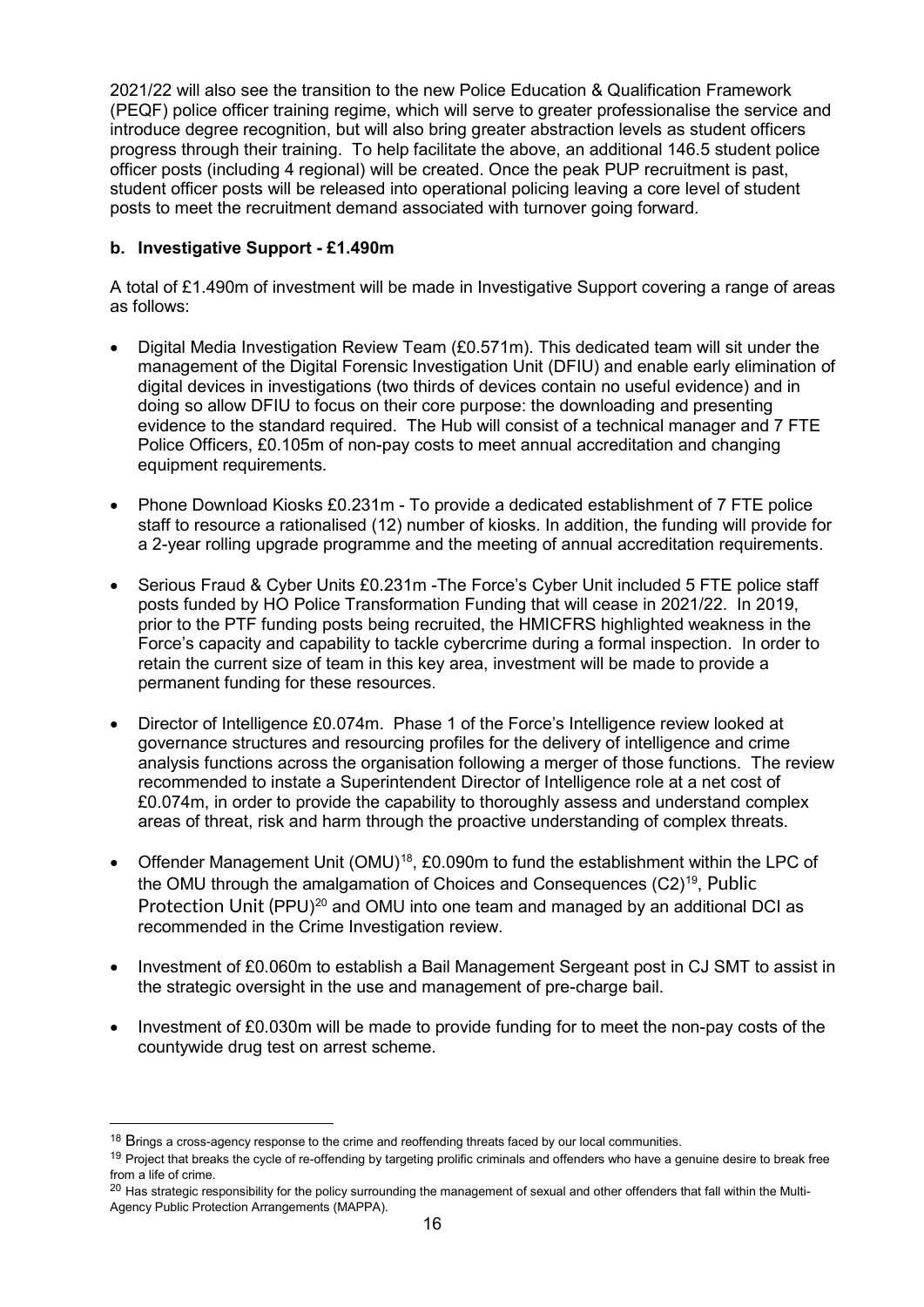2021/22 will also see the transition to the new Police Education & Qualification Framework (PEQF) police officer training regime, which will serve to greater professionalise the service and introduce degree recognition, but will also bring greater abstraction levels as student officers progress through their training. To help facilitate the above, an additional 146.5 student police officer posts (including 4 regional) will be created. Once the peak PUP recruitment is past, student officer posts will be released into operational policing leaving a core level of student posts to meet the recruitment demand associated with turnover going forward.

**b. Investigative Support - £1.490m**

A total of £1.490m of investment will be made in Investigative Support covering a range of areas as follows:

- Digital Media Investigation Review Team (£0.571m). This dedicated team will sit under the management of the Digital Forensic Investigation Unit (DFIU) and enable early elimination of digital devices in investigations (two thirds of devices contain no useful evidence) and in doing so allow DFIU to focus on their core purpose: the downloading and presenting evidence to the standard required. The Hub will consist of a technical manager and 7 FTE Police Officers, £0.105m of non-pay costs to meet annual accreditation and changing equipment requirements.
- Phone Download Kiosks £0.231m - To provide a dedicated establishment of 7 FTE police staff to resource a rationalised (12) number of kiosks. In addition, the funding will provide for a 2-year rolling upgrade programme and the meeting of annual accreditation requirements.
- Serious Fraud & Cyber Units £0.231m -The Force's Cyber Unit included 5 FTE police staff posts funded by HO Police Transformation Funding that will cease in 2021/22. In 2019, prior to the PTF funding posts being recruited, the HMICFRS highlighted weakness in the Force's capacity and capability to tackle cybercrime during a formal inspection. In order to retain the current size of team in this key area, investment will be made to provide a permanent funding for these resources.
- Director of Intelligence £0.074m. Phase 1 of the Force's Intelligence review looked at governance structures and resourcing profiles for the delivery of intelligence and crime analysis functions across the organisation following a merger of those functions. The review recommended to instate a Superintendent Director of Intelligence role at a net cost of £0.074m, in order to provide the capability to thoroughly assess and understand complex areas of threat, risk and harm through the proactive understanding of complex threats.
- Offender Management Unit (OMU)[18], £0.090m to fund the establishment within the LPC of the OMU through the amalgamation of Choices and Consequences (C2)[19], Public Protection Unit (PPU)[20] and OMU into one team and managed by an additional DCI as recommended in the Crime Investigation review.
- Investment of £0.060m to establish a Bail Management Sergeant post in CJ SMT to assist in the strategic oversight in the use and management of pre-charge bail.
- Investment of £0.030m will be made to provide funding for to meet the non-pay costs of the countywide drug test on arrest scheme.

---

[18] Brings a cross-agency response to the crime and reoffending threats faced by our local communities.

[19] Project that breaks the cycle of re-offending by targeting prolific criminals and offenders who have a genuine desire to break free from a life of crime.

[20] Has strategic responsibility for the policy surrounding the management of sexual and other offenders that fall within the Multi-Agency Public Protection Arrangements (MAPPA).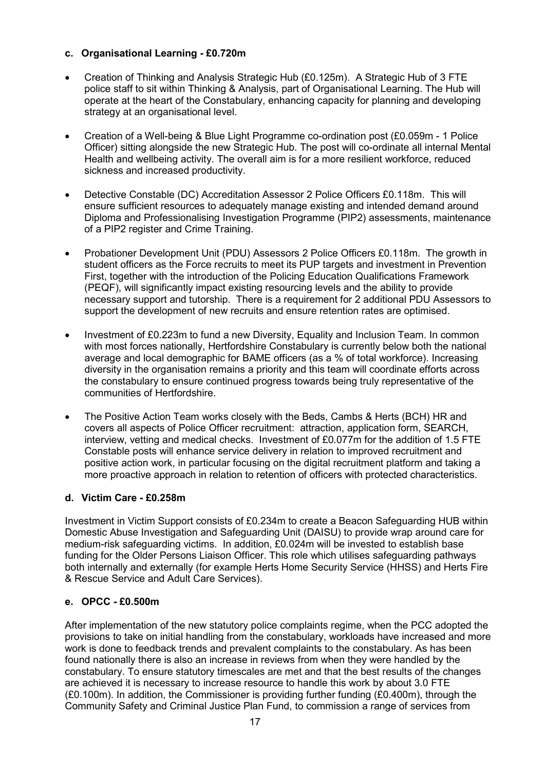#### c. Organisational Learning - £0.720m

- Creation of Thinking and Analysis Strategic Hub (£0.125m). A Strategic Hub of 3 FTE police staff to sit within Thinking & Analysis, part of Organisational Learning. The Hub will operate at the heart of the Constabulary, enhancing capacity for planning and developing strategy at an organisational level.

- Creation of a Well-being & Blue Light Programme co-ordination post (£0.059m - 1 Police Officer) sitting alongside the new Strategic Hub. The post will co-ordinate all internal Mental Health and wellbeing activity. The overall aim is for a more resilient workforce, reduced sickness and increased productivity.

- Detective Constable (DC) Accreditation Assessor 2 Police Officers £0.118m. This will ensure sufficient resources to adequately manage existing and intended demand around Diploma and Professionalising Investigation Programme (PIP2) assessments, maintenance of a PIP2 register and Crime Training.

- Probationer Development Unit (PDU) Assessors 2 Police Officers £0.118m. The growth in student officers as the Force recruits to meet its PUP targets and investment in Prevention First, together with the introduction of the Policing Education Qualifications Framework (PEQF), will significantly impact existing resourcing levels and the ability to provide necessary support and tutorship. There is a requirement for 2 additional PDU Assessors to support the development of new recruits and ensure retention rates are optimised.

- Investment of £0.223m to fund a new Diversity, Equality and Inclusion Team. In common with most forces nationally, Hertfordshire Constabulary is currently below both the national average and local demographic for BAME officers (as a % of total workforce). Increasing diversity in the organisation remains a priority and this team will coordinate efforts across the constabulary to ensure continued progress towards being truly representative of the communities of Hertfordshire.

- The Positive Action Team works closely with the Beds, Cambs & Herts (BCH) HR and covers all aspects of Police Officer recruitment: attraction, application form, SEARCH, interview, vetting and medical checks. Investment of £0.077m for the addition of 1.5 FTE Constable posts will enhance service delivery in relation to improved recruitment and positive action work, in particular focusing on the digital recruitment platform and taking a more proactive approach in relation to retention of officers with protected characteristics.

#### d. Victim Care - £0.258m

Investment in Victim Support consists of £0.234m to create a Beacon Safeguarding HUB within Domestic Abuse Investigation and Safeguarding Unit (DAISU) to provide wrap around care for medium-risk safeguarding victims. In addition, £0.024m will be invested to establish base funding for the Older Persons Liaison Officer. This role which utilises safeguarding pathways both internally and externally (for example Herts Home Security Service (HHSS) and Herts Fire & Rescue Service and Adult Care Services).

#### e. OPCC - £0.500m

After implementation of the new statutory police complaints regime, when the PCC adopted the provisions to take on initial handling from the constabulary, workloads have increased and more work is done to feedback trends and prevalent complaints to the constabulary. As has been found nationally there is also an increase in reviews from when they were handled by the constabulary. To ensure statutory timescales are met and that the best results of the changes are achieved it is necessary to increase resource to handle this work by about 3.0 FTE (£0.100m). In addition, the Commissioner is providing further funding (£0.400m), through the Community Safety and Criminal Justice Plan Fund, to commission a range of services from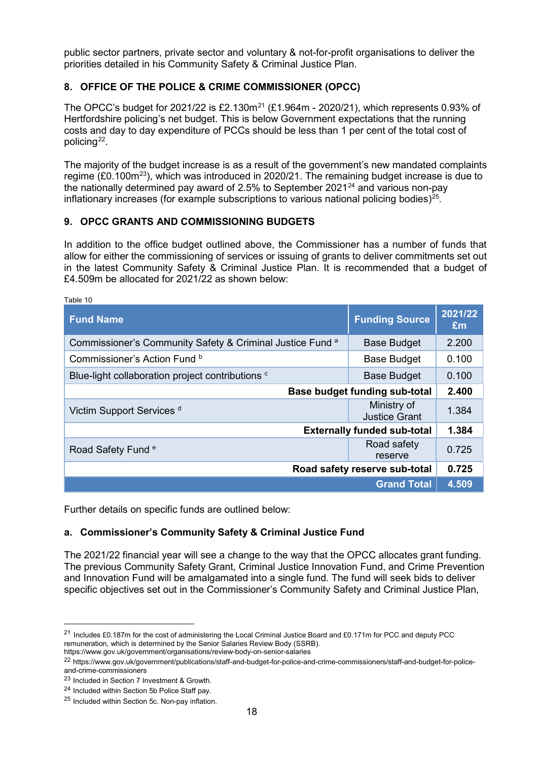public sector partners, private sector and voluntary & not-for-profit organisations to deliver the priorities detailed in his Community Safety & Criminal Justice Plan.

## 8. OFFICE OF THE POLICE & CRIME COMMISSIONER (OPCC)

The OPCC's budget for 2021/22 is £2.130m[21] (£1.964m - 2020/21), which represents 0.93% of Hertfordshire policing's net budget. This is below Government expectations that the running costs and day to day expenditure of PCCs should be less than 1 per cent of the total cost of policing[22].

The majority of the budget increase is as a result of the government's new mandated complaints regime (£0.100m[23]), which was introduced in 2020/21. The remaining budget increase is due to the nationally determined pay award of 2.5% to September 2021[24] and various non-pay inflationary increases (for example subscriptions to various national policing bodies)[25].

## 9. OPCC GRANTS AND COMMISSIONING BUDGETS

In addition to the office budget outlined above, the Commissioner has a number of funds that allow for either the commissioning of services or issuing of grants to deliver commitments set out in the latest Community Safety & Criminal Justice Plan. It is recommended that a budget of £4.509m be allocated for 2021/22 as shown below:

Table 10

| Fund Name | Funding Source | 2021/22 £m |
|---|---|---|
| Commissioner's Community Safety & Criminal Justice Fund [a] | Base Budget | 2.200 |
| Commissioner's Action Fund [b] | Base Budget | 0.100 |
| Blue-light collaboration project contributions [c] | Base Budget | 0.100 |
| | **Base budget funding sub-total** | **2.400** |
| Victim Support Services [d] | Ministry of Justice Grant | 1.384 |
| | **Externally funded sub-total** | **1.384** |
| Road Safety Fund [e] | Road safety reserve | 0.725 |
| | **Road safety reserve sub-total** | **0.725** |
| | **Grand Total** | **4.509** |

Further details on specific funds are outlined below:

### a. Commissioner's Community Safety & Criminal Justice Fund

The 2021/22 financial year will see a change to the way that the OPCC allocates grant funding. The previous Community Safety Grant, Criminal Justice Innovation Fund, and Crime Prevention and Innovation Fund will be amalgamated into a single fund. The fund will seek bids to deliver specific objectives set out in the Commissioner's Community Safety and Criminal Justice Plan,

---

[21] Includes £0.187m for the cost of administering the Local Criminal Justice Board and £0.171m for PCC and deputy PCC remuneration, which is determined by the Senior Salaries Review Body (SSRB). https://www.gov.uk/government/organisations/review-body-on-senior-salaries

[22] https://www.gov.uk/government/publications/staff-and-budget-for-police-and-crime-commissioners/staff-and-budget-for-police-and-crime-commissioners

[23] Included in Section 7 Investment & Growth.

[24] Included within Section 5b Police Staff pay.

[25] Included within Section 5c. Non-pay inflation.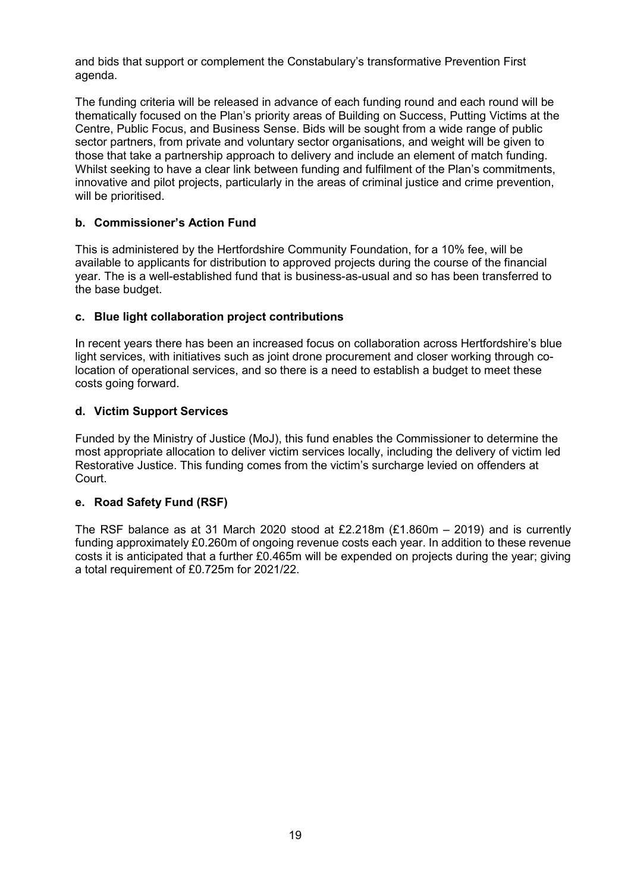and bids that support or complement the Constabulary's transformative Prevention First agenda.

The funding criteria will be released in advance of each funding round and each round will be thematically focused on the Plan's priority areas of Building on Success, Putting Victims at the Centre, Public Focus, and Business Sense. Bids will be sought from a wide range of public sector partners, from private and voluntary sector organisations, and weight will be given to those that take a partnership approach to delivery and include an element of match funding. Whilst seeking to have a clear link between funding and fulfilment of the Plan's commitments, innovative and pilot projects, particularly in the areas of criminal justice and crime prevention, will be prioritised.

### b. Commissioner's Action Fund

This is administered by the Hertfordshire Community Foundation, for a 10% fee, will be available to applicants for distribution to approved projects during the course of the financial year. The is a well-established fund that is business-as-usual and so has been transferred to the base budget.

### c. Blue light collaboration project contributions

In recent years there has been an increased focus on collaboration across Hertfordshire's blue light services, with initiatives such as joint drone procurement and closer working through co-location of operational services, and so there is a need to establish a budget to meet these costs going forward.

### d. Victim Support Services

Funded by the Ministry of Justice (MoJ), this fund enables the Commissioner to determine the most appropriate allocation to deliver victim services locally, including the delivery of victim led Restorative Justice. This funding comes from the victim's surcharge levied on offenders at Court.

### e. Road Safety Fund (RSF)

The RSF balance as at 31 March 2020 stood at £2.218m (£1.860m – 2019) and is currently funding approximately £0.260m of ongoing revenue costs each year. In addition to these revenue costs it is anticipated that a further £0.465m will be expended on projects during the year; giving a total requirement of £0.725m for 2021/22.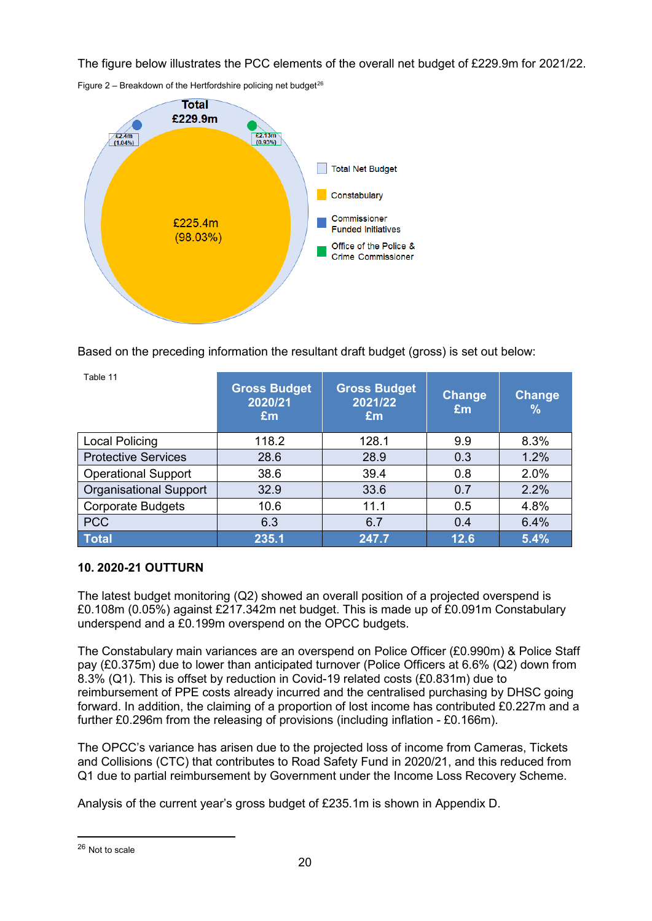The figure below illustrates the PCC elements of the overall net budget of £229.9m for 2021/22.

Figure 2 – Breakdown of the Hertfordshire policing net budget[26]

Total
£229.9m

£2.4m
(1.04%)

£2.13m
(0.93%)

£225.4m
(98.03%)

Total Net Budget

Constabulary

Commissioner Funded Initiatives

Office of the Police & Crime Commissioner

Based on the preceding information the resultant draft budget (gross) is set out below:

Table 11

| | Gross Budget 2020/21 £m | Gross Budget 2021/22 £m | Change £m | Change % |
|---|---|---|---|---|
| Local Policing | 118.2 | 128.1 | 9.9 | 8.3% |
| Protective Services | 28.6 | 28.9 | 0.3 | 1.2% |
| Operational Support | 38.6 | 39.4 | 0.8 | 2.0% |
| Organisational Support | 32.9 | 33.6 | 0.7 | 2.2% |
| Corporate Budgets | 10.6 | 11.1 | 0.5 | 4.8% |
| PCC | 6.3 | 6.7 | 0.4 | 6.4% |
| **Total** | **235.1** | **247.7** | **12.6** | **5.4%** |

## 10. 2020-21 OUTTURN

The latest budget monitoring (Q2) showed an overall position of a projected overspend is £0.108m (0.05%) against £217.342m net budget. This is made up of £0.091m Constabulary underspend and a £0.199m overspend on the OPCC budgets.

The Constabulary main variances are an overspend on Police Officer (£0.990m) & Police Staff pay (£0.375m) due to lower than anticipated turnover (Police Officers at 6.6% (Q2) down from 8.3% (Q1). This is offset by reduction in Covid-19 related costs (£0.831m) due to reimbursement of PPE costs already incurred and the centralised purchasing by DHSC going forward. In addition, the claiming of a proportion of lost income has contributed £0.227m and a further £0.296m from the releasing of provisions (including inflation - £0.166m).

The OPCC's variance has arisen due to the projected loss of income from Cameras, Tickets and Collisions (CTC) that contributes to Road Safety Fund in 2020/21, and this reduced from Q1 due to partial reimbursement by Government under the Income Loss Recovery Scheme.

Analysis of the current year's gross budget of £235.1m is shown in Appendix D.

[26] Not to scale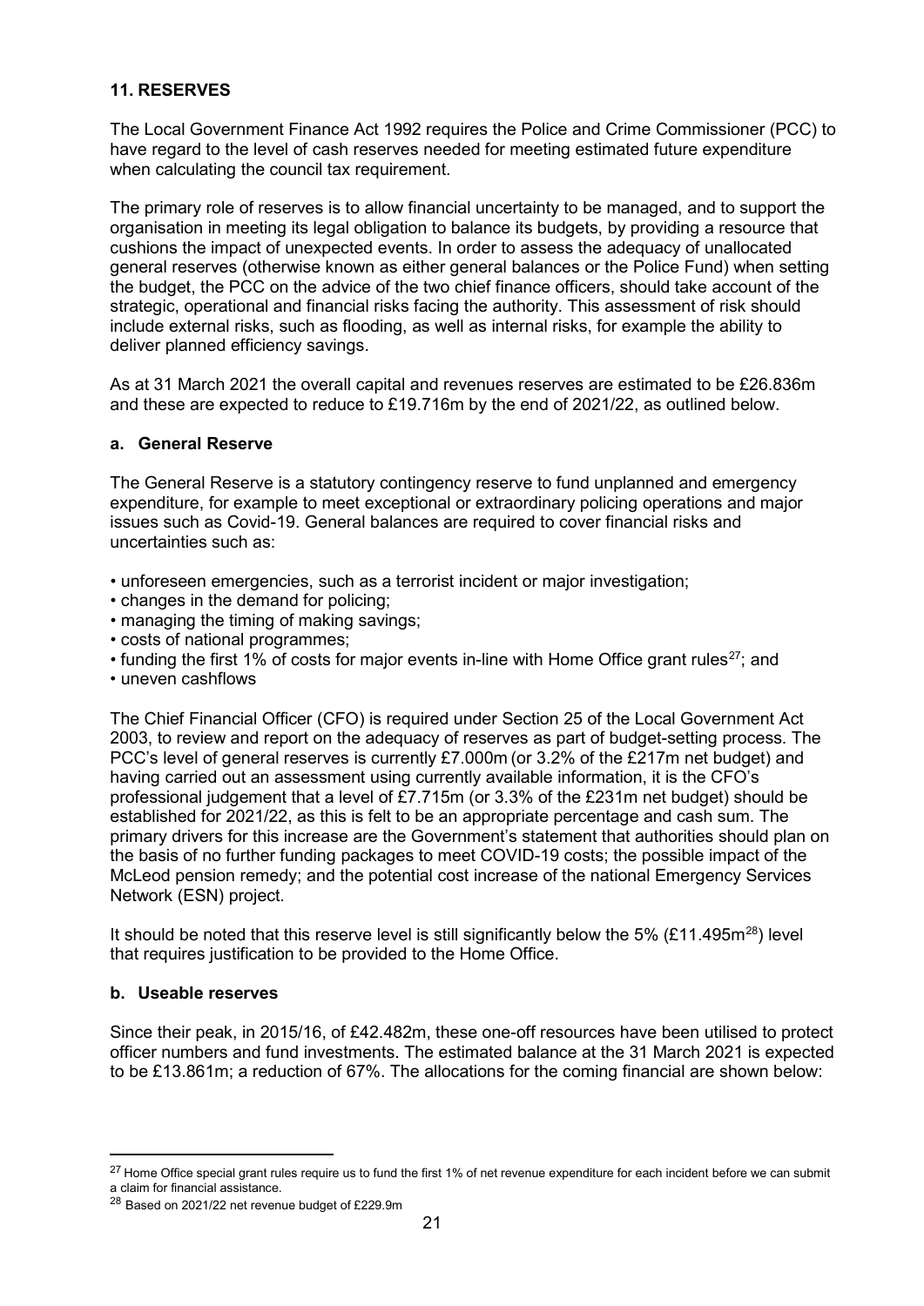## 11. RESERVES

The Local Government Finance Act 1992 requires the Police and Crime Commissioner (PCC) to have regard to the level of cash reserves needed for meeting estimated future expenditure when calculating the council tax requirement.

The primary role of reserves is to allow financial uncertainty to be managed, and to support the organisation in meeting its legal obligation to balance its budgets, by providing a resource that cushions the impact of unexpected events. In order to assess the adequacy of unallocated general reserves (otherwise known as either general balances or the Police Fund) when setting the budget, the PCC on the advice of the two chief finance officers, should take account of the strategic, operational and financial risks facing the authority. This assessment of risk should include external risks, such as flooding, as well as internal risks, for example the ability to deliver planned efficiency savings.

As at 31 March 2021 the overall capital and revenues reserves are estimated to be £26.836m and these are expected to reduce to £19.716m by the end of 2021/22, as outlined below.

### a. General Reserve

The General Reserve is a statutory contingency reserve to fund unplanned and emergency expenditure, for example to meet exceptional or extraordinary policing operations and major issues such as Covid-19. General balances are required to cover financial risks and uncertainties such as:

- unforeseen emergencies, such as a terrorist incident or major investigation;
- changes in the demand for policing;
- managing the timing of making savings;
- costs of national programmes;
- funding the first 1% of costs for major events in-line with Home Office grant rules[27]; and
- uneven cashflows

The Chief Financial Officer (CFO) is required under Section 25 of the Local Government Act 2003, to review and report on the adequacy of reserves as part of budget-setting process. The PCC's level of general reserves is currently £7.000m (or 3.2% of the £217m net budget) and having carried out an assessment using currently available information, it is the CFO's professional judgement that a level of £7.715m (or 3.3% of the £231m net budget) should be established for 2021/22, as this is felt to be an appropriate percentage and cash sum. The primary drivers for this increase are the Government's statement that authorities should plan on the basis of no further funding packages to meet COVID-19 costs; the possible impact of the McLeod pension remedy; and the potential cost increase of the national Emergency Services Network (ESN) project.

It should be noted that this reserve level is still significantly below the 5% (£11.495m[28]) level that requires justification to be provided to the Home Office.

### b. Useable reserves

Since their peak, in 2015/16, of £42.482m, these one-off resources have been utilised to protect officer numbers and fund investments. The estimated balance at the 31 March 2021 is expected to be £13.861m; a reduction of 67%. The allocations for the coming financial are shown below:

[27] Home Office special grant rules require us to fund the first 1% of net revenue expenditure for each incident before we can submit a claim for financial assistance.

[28] Based on 2021/22 net revenue budget of £229.9m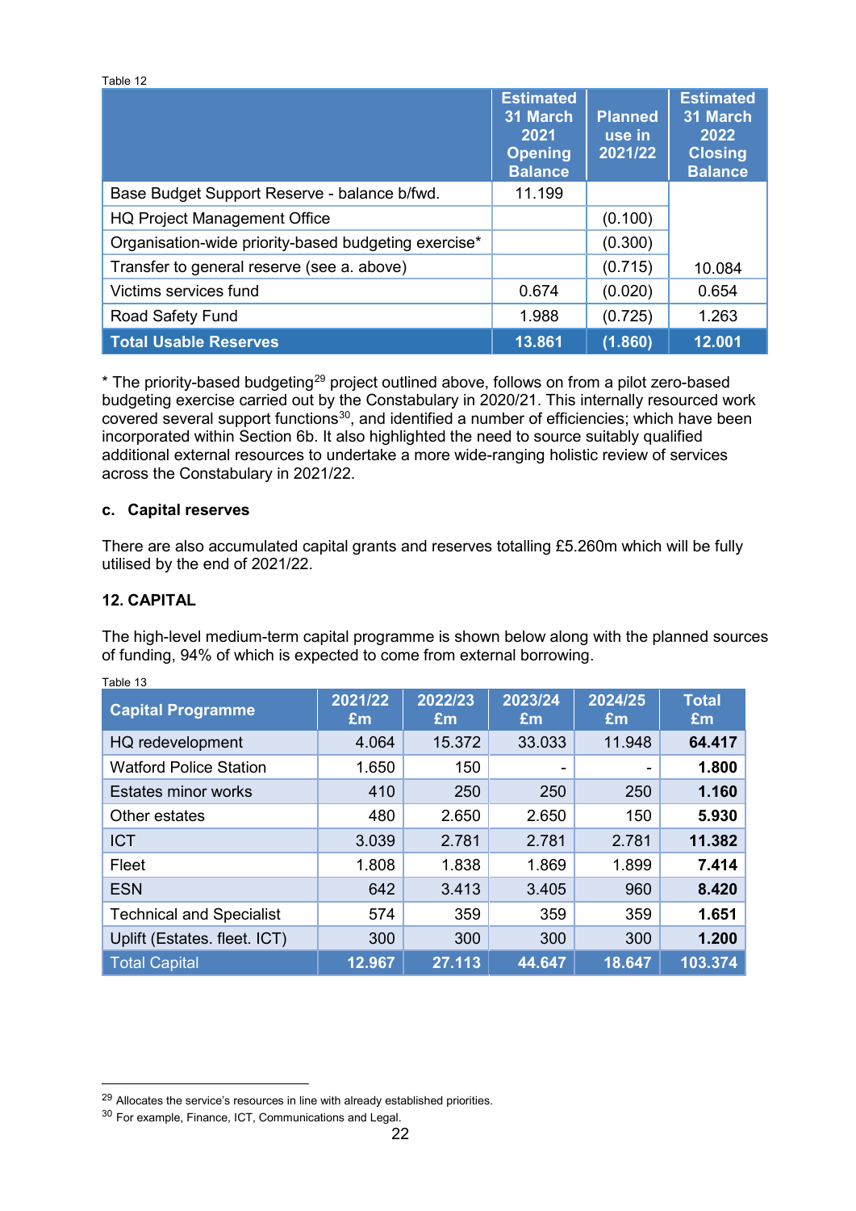Table 12

| | Estimated 31 March 2021 Opening Balance | Planned use in 2021/22 | Estimated 31 March 2022 Closing Balance |
|---|---|---|---|
| Base Budget Support Reserve - balance b/fwd. | 11.199 | | |
| HQ Project Management Office | | (0.100) | |
| Organisation-wide priority-based budgeting exercise* | | (0.300) | |
| Transfer to general reserve (see a. above) | | (0.715) | 10.084 |
| Victims services fund | 0.674 | (0.020) | 0.654 |
| Road Safety Fund | 1.988 | (0.725) | 1.263 |
| **Total Usable Reserves** | **13.861** | **(1.860)** | **12.001** |

* The priority-based budgeting[29] project outlined above, follows on from a pilot zero-based budgeting exercise carried out by the Constabulary in 2020/21. This internally resourced work covered several support functions[30], and identified a number of efficiencies; which have been incorporated within Section 6b. It also highlighted the need to source suitably qualified additional external resources to undertake a more wide-ranging holistic review of services across the Constabulary in 2021/22.

**c. Capital reserves**

There are also accumulated capital grants and reserves totalling £5.260m which will be fully utilised by the end of 2021/22.

## 12. CAPITAL

The high-level medium-term capital programme is shown below along with the planned sources of funding, 94% of which is expected to come from external borrowing.

Table 13

| Capital Programme | 2021/22 £m | 2022/23 £m | 2023/24 £m | 2024/25 £m | Total £m |
|---|---|---|---|---|---|
| HQ redevelopment | 4.064 | 15.372 | 33.033 | 11.948 | **64.417** |
| Watford Police Station | 1.650 | 150 | - | - | **1.800** |
| Estates minor works | 410 | 250 | 250 | 250 | **1.160** |
| Other estates | 480 | 2.650 | 2.650 | 150 | **5.930** |
| ICT | 3.039 | 2.781 | 2.781 | 2.781 | **11.382** |
| Fleet | 1.808 | 1.838 | 1.869 | 1.899 | **7.414** |
| ESN | 642 | 3.413 | 3.405 | 960 | **8.420** |
| Technical and Specialist | 574 | 359 | 359 | 359 | **1.651** |
| Uplift (Estates. fleet. ICT) | 300 | 300 | 300 | 300 | **1.200** |
| Total Capital | **12.967** | **27.113** | **44.647** | **18.647** | **103.374** |

[29] Allocates the service's resources in line with already established priorities.

[30] For example, Finance, ICT, Communications and Legal.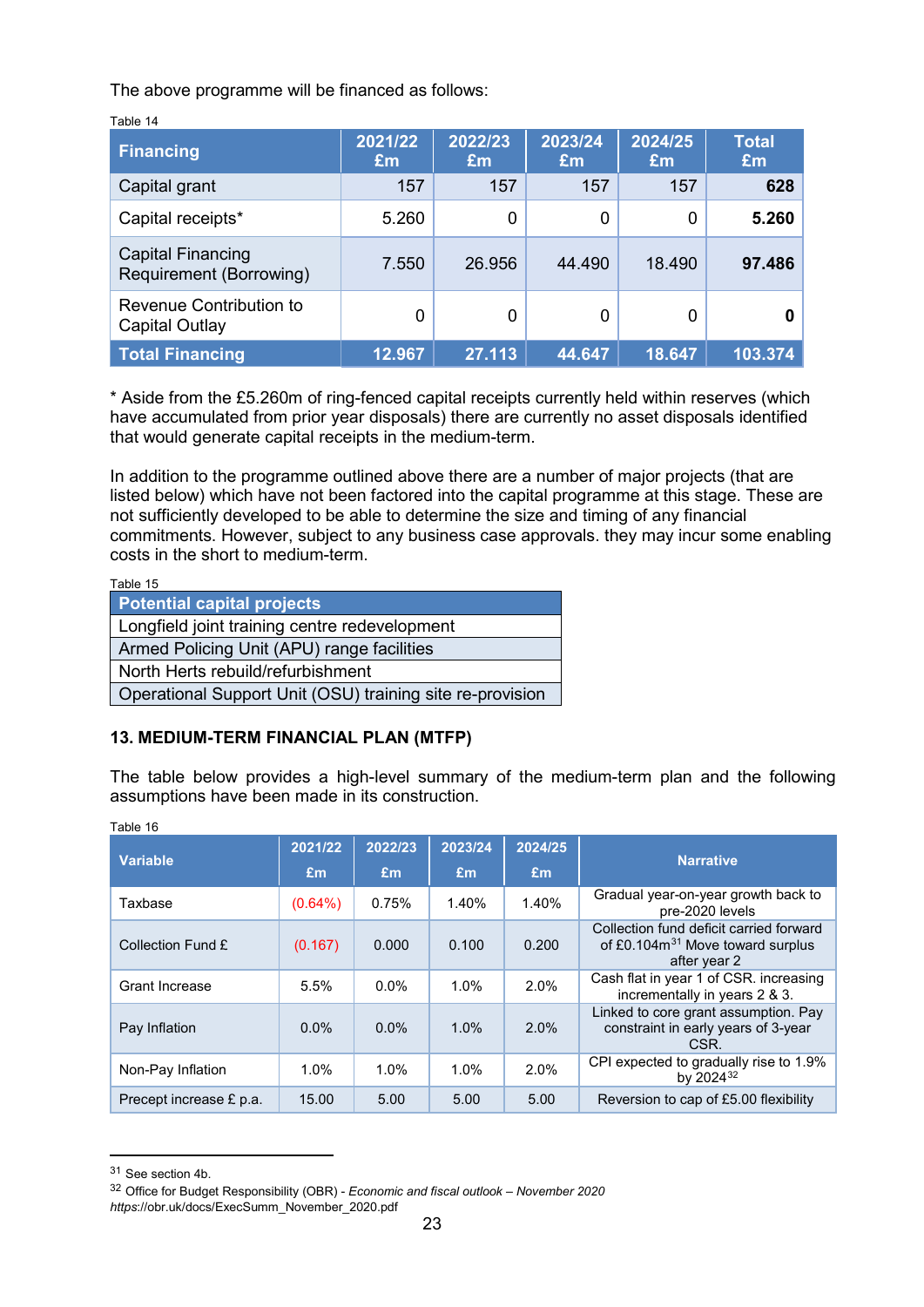The above programme will be financed as follows:

Table 14

| Financing | 2021/22 £m | 2022/23 £m | 2023/24 £m | 2024/25 £m | Total £m |
|---|---|---|---|---|---|
| Capital grant | 157 | 157 | 157 | 157 | **628** |
| Capital receipts* | 5.260 | 0 | 0 | 0 | **5.260** |
| Capital Financing Requirement (Borrowing) | 7.550 | 26.956 | 44.490 | 18.490 | **97.486** |
| Revenue Contribution to Capital Outlay | 0 | 0 | 0 | 0 | **0** |
| **Total Financing** | **12.967** | **27.113** | **44.647** | **18.647** | **103.374** |

* Aside from the £5.260m of ring-fenced capital receipts currently held within reserves (which have accumulated from prior year disposals) there are currently no asset disposals identified that would generate capital receipts in the medium-term.

In addition to the programme outlined above there are a number of major projects (that are listed below) which have not been factored into the capital programme at this stage. These are not sufficiently developed to be able to determine the size and timing of any financial commitments. However, subject to any business case approvals. they may incur some enabling costs in the short to medium-term.

Table 15

| Potential capital projects |
|---|
| Longfield joint training centre redevelopment |
| Armed Policing Unit (APU) range facilities |
| North Herts rebuild/refurbishment |
| Operational Support Unit (OSU) training site re-provision |

## 13. MEDIUM-TERM FINANCIAL PLAN (MTFP)

The table below provides a high-level summary of the medium-term plan and the following assumptions have been made in its construction.

Table 16

| Variable | 2021/22 £m | 2022/23 £m | 2023/24 £m | 2024/25 £m | Narrative |
|---|---|---|---|---|---|
| Taxbase | (0.64%) | 0.75% | 1.40% | 1.40% | Gradual year-on-year growth back to pre-2020 levels |
| Collection Fund £ | (0.167) | 0.000 | 0.100 | 0.200 | Collection fund deficit carried forward of £0.104m[31] Move toward surplus after year 2 |
| Grant Increase | 5.5% | 0.0% | 1.0% | 2.0% | Cash flat in year 1 of CSR. increasing incrementally in years 2 & 3. |
| Pay Inflation | 0.0% | 0.0% | 1.0% | 2.0% | Linked to core grant assumption. Pay constraint in early years of 3-year CSR. |
| Non-Pay Inflation | 1.0% | 1.0% | 1.0% | 2.0% | CPI expected to gradually rise to 1.9% by 2024[32] |
| Precept increase £ p.a. | 15.00 | 5.00 | 5.00 | 5.00 | Reversion to cap of £5.00 flexibility |

[31] See section 4b.

[32] Office for Budget Responsibility (OBR) - *Economic and fiscal outlook – November 2020* *https*://obr.uk/docs/ExecSumm_November_2020.pdf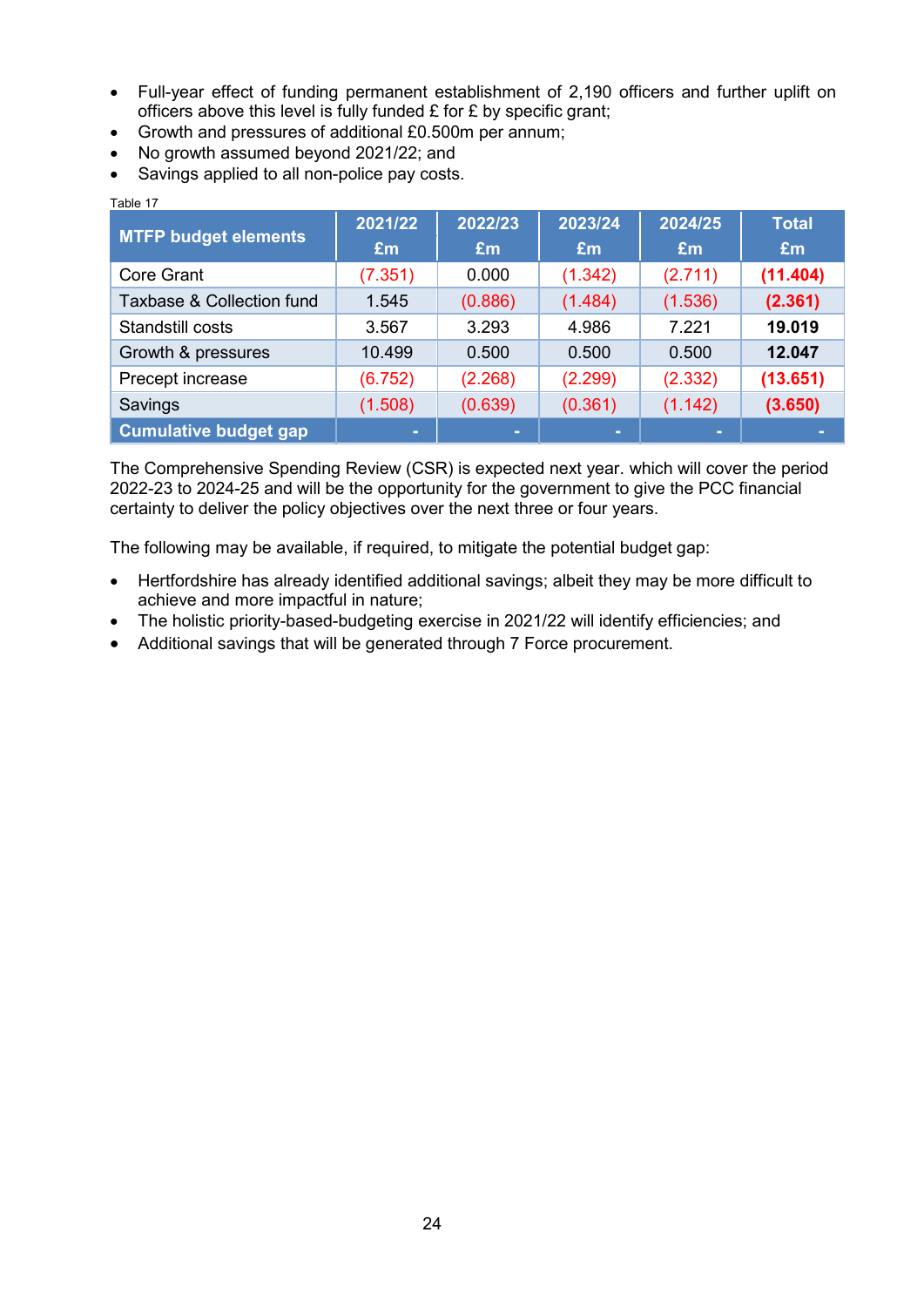- Full-year effect of funding permanent establishment of 2,190 officers and further uplift on officers above this level is fully funded £ for £ by specific grant;
- Growth and pressures of additional £0.500m per annum;
- No growth assumed beyond 2021/22; and
- Savings applied to all non-police pay costs.

Table 17

| MTFP budget elements | 2021/22 £m | 2022/23 £m | 2023/24 £m | 2024/25 £m | Total £m |
|---|---|---|---|---|---|
| Core Grant | (7.351) | 0.000 | (1.342) | (2.711) | **(11.404)** |
| Taxbase & Collection fund | 1.545 | (0.886) | (1.484) | (1.536) | **(2.361)** |
| Standstill costs | 3.567 | 3.293 | 4.986 | 7.221 | **19.019** |
| Growth & pressures | 10.499 | 0.500 | 0.500 | 0.500 | **12.047** |
| Precept increase | (6.752) | (2.268) | (2.299) | (2.332) | **(13.651)** |
| Savings | (1.508) | (0.639) | (0.361) | (1.142) | **(3.650)** |
| **Cumulative budget gap** | - | - | - | - | - |

The Comprehensive Spending Review (CSR) is expected next year. which will cover the period 2022-23 to 2024-25 and will be the opportunity for the government to give the PCC financial certainty to deliver the policy objectives over the next three or four years.

The following may be available, if required, to mitigate the potential budget gap:

- Hertfordshire has already identified additional savings; albeit they may be more difficult to achieve and more impactful in nature;
- The holistic priority-based-budgeting exercise in 2021/22 will identify efficiencies; and
- Additional savings that will be generated through 7 Force procurement.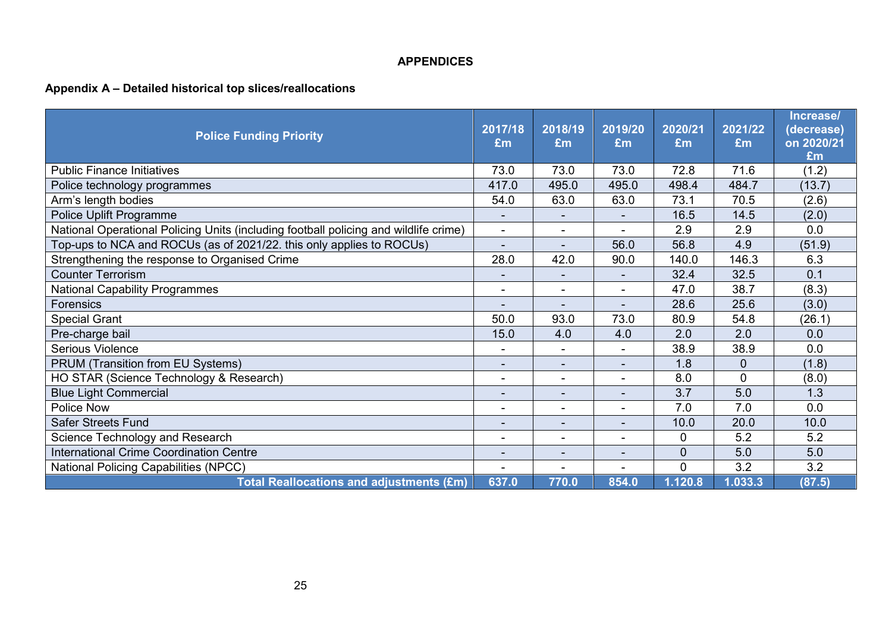# APPENDICES

## Appendix A – Detailed historical top slices/reallocations

| Police Funding Priority | 2017/18 £m | 2018/19 £m | 2019/20 £m | 2020/21 £m | 2021/22 £m | Increase/ (decrease) on 2020/21 £m |
|---|---|---|---|---|---|---|
| Public Finance Initiatives | 73.0 | 73.0 | 73.0 | 72.8 | 71.6 | (1.2) |
| Police technology programmes | 417.0 | 495.0 | 495.0 | 498.4 | 484.7 | (13.7) |
| Arm's length bodies | 54.0 | 63.0 | 63.0 | 73.1 | 70.5 | (2.6) |
| Police Uplift Programme | - | - | - | 16.5 | 14.5 | (2.0) |
| National Operational Policing Units (including football policing and wildlife crime) | - | - | - | 2.9 | 2.9 | 0.0 |
| Top-ups to NCA and ROCUs (as of 2021/22. this only applies to ROCUs) | - | - | 56.0 | 56.8 | 4.9 | (51.9) |
| Strengthening the response to Organised Crime | 28.0 | 42.0 | 90.0 | 140.0 | 146.3 | 6.3 |
| Counter Terrorism | - | - | - | 32.4 | 32.5 | 0.1 |
| National Capability Programmes | - | - | - | 47.0 | 38.7 | (8.3) |
| Forensics | - | - | - | 28.6 | 25.6 | (3.0) |
| Special Grant | 50.0 | 93.0 | 73.0 | 80.9 | 54.8 | (26.1) |
| Pre-charge bail | 15.0 | 4.0 | 4.0 | 2.0 | 2.0 | 0.0 |
| Serious Violence | - | - | - | 38.9 | 38.9 | 0.0 |
| PRUM (Transition from EU Systems) | - | - | - | 1.8 | 0 | (1.8) |
| HO STAR (Science Technology & Research) | - | - | - | 8.0 | 0 | (8.0) |
| Blue Light Commercial | - | - | - | 3.7 | 5.0 | 1.3 |
| Police Now | - | - | - | 7.0 | 7.0 | 0.0 |
| Safer Streets Fund | - | - | - | 10.0 | 20.0 | 10.0 |
| Science Technology and Research | - | - | - | 0 | 5.2 | 5.2 |
| International Crime Coordination Centre | - | - | - | 0 | 5.0 | 5.0 |
| National Policing Capabilities (NPCC) | - | - | - | 0 | 3.2 | 3.2 |
| **Total Reallocations and adjustments (£m)** | **637.0** | **770.0** | **854.0** | **1.120.8** | **1.033.3** | **(87.5)** |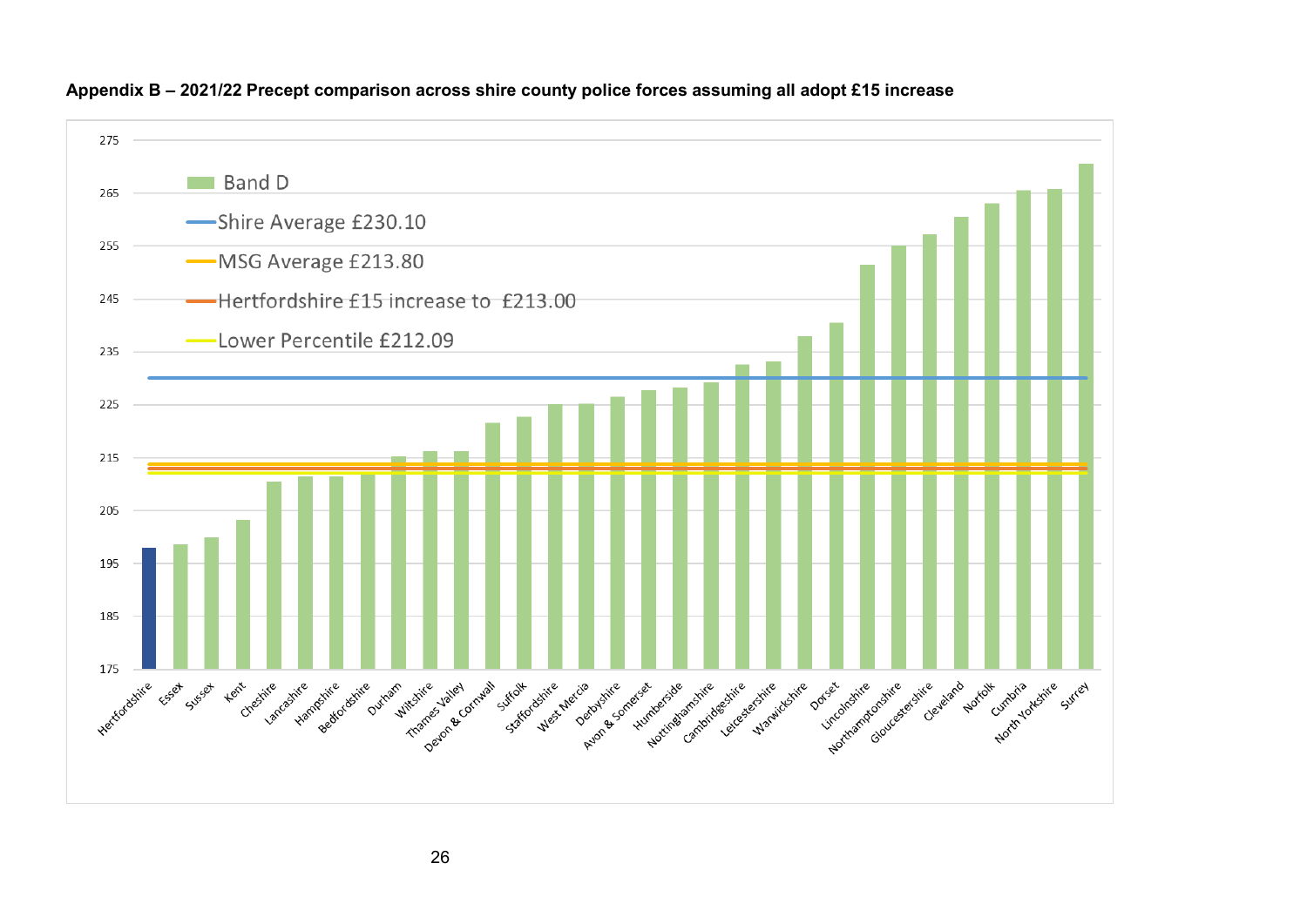**Appendix B – 2021/22 Precept comparison across shire county police forces assuming all adopt £15 increase**

Band D
Shire Average £230.10
MSG Average £213.80
Hertfordshire £15 increase to £213.00
Lower Percentile £212.09

275
265
255
245
235
225
215
205
195
185
175

Hertfordshire, Essex, Sussex, Kent, Cheshire, Lancashire, Hampshire, Bedfordshire, Durham, Wiltshire, Thames Valley, Devon & Cornwall, Suffolk, Staffordshire, West Mercia, Derbyshire, Avon & Somerset, Humberside, Nottinghamshire, Cambridgeshire, Leicestershire, Warwickshire, Dorset, Lincolnshire, Northamptonshire, Gloucestershire, Cleveland, Norfolk, Cumbria, North Yorkshire, Surrey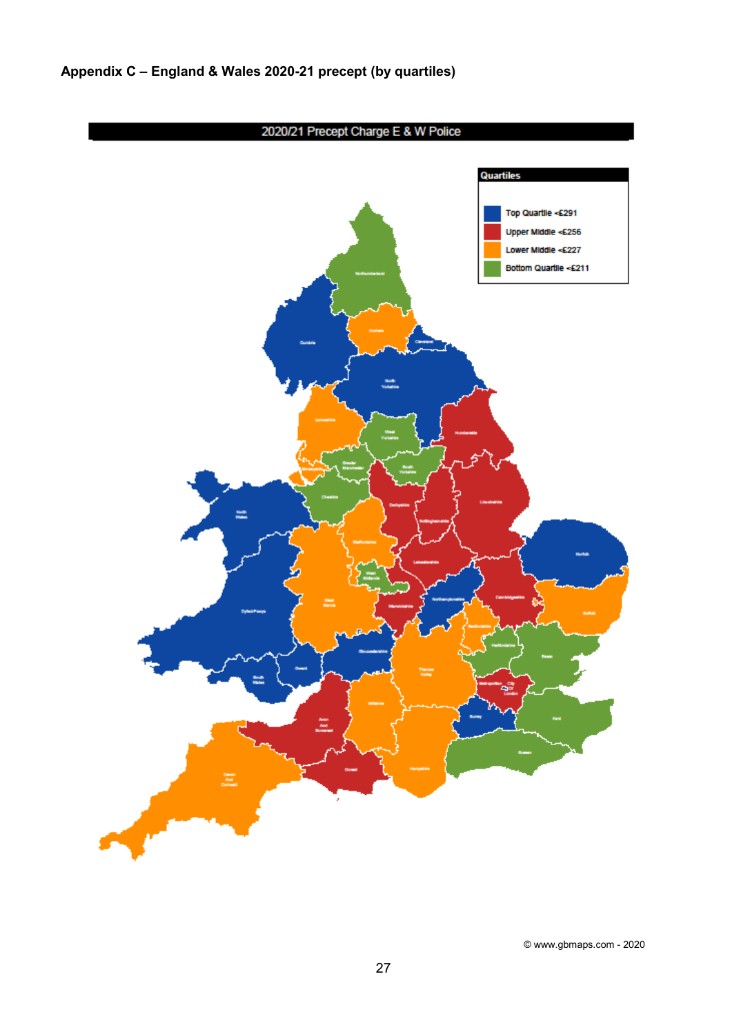**Appendix C – England & Wales 2020-21 precept (by quartiles)**

2020/21 Precept Charge E & W Police

Quartiles

Top Quartile <£291

Upper Middle <£256

Lower Middle <£227

Bottom Quartile <£211

Northumberland

Cumbria

Durham

Cleveland

North Yorkshire

Lancashire

West Yorkshire

Humberside

Merseyside

Greater Manchester

South Yorkshire

North Wales

Cheshire

Derbyshire

Nottinghamshire

Lincolnshire

Staffordshire

Norfolk

Leicestershire

West Midlands

West Mercia

Dyfed Powys

Warwickshire

Northamptonshire

Cambridgeshire

Suffolk

Bedfordshire

Hertfordshire

Gloucestershire

Essex

Thames Valley

Gwent

South Wales

Metropolitan

City Of London

Avon And Somerset

Wiltshire

Surrey

Kent

Sussex

Hampshire

Dorset

Devon And Cornwall

© www.gbmaps.com - 2020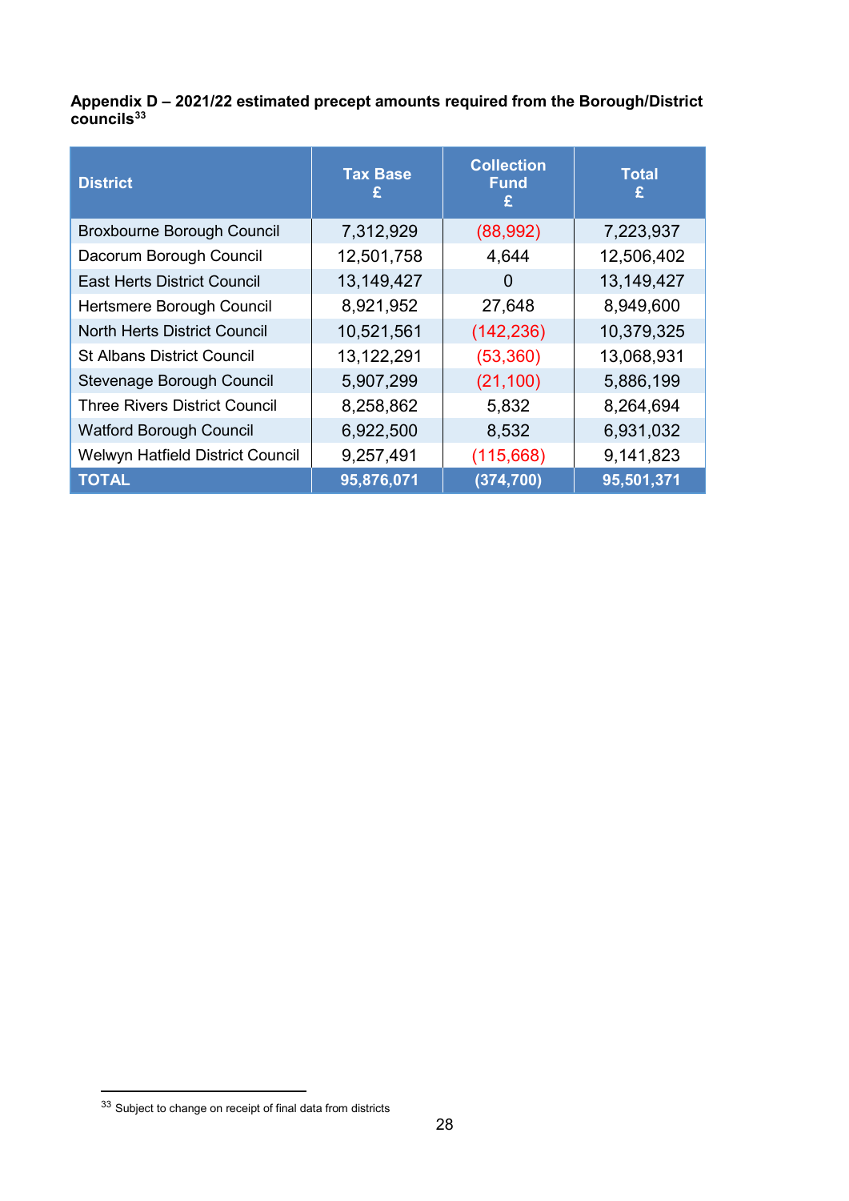**Appendix D – 2021/22 estimated precept amounts required from the Borough/District councils**[33]

| District | Tax Base £ | Collection Fund £ | Total £ |
|---|---|---|---|
| Broxbourne Borough Council | 7,312,929 | (88,992) | 7,223,937 |
| Dacorum Borough Council | 12,501,758 | 4,644 | 12,506,402 |
| East Herts District Council | 13,149,427 | 0 | 13,149,427 |
| Hertsmere Borough Council | 8,921,952 | 27,648 | 8,949,600 |
| North Herts District Council | 10,521,561 | (142,236) | 10,379,325 |
| St Albans District Council | 13,122,291 | (53,360) | 13,068,931 |
| Stevenage Borough Council | 5,907,299 | (21,100) | 5,886,199 |
| Three Rivers District Council | 8,258,862 | 5,832 | 8,264,694 |
| Watford Borough Council | 6,922,500 | 8,532 | 6,931,032 |
| Welwyn Hatfield District Council | 9,257,491 | (115,668) | 9,141,823 |
| **TOTAL** | **95,876,071** | **(374,700)** | **95,501,371** |

[33] Subject to change on receipt of final data from districts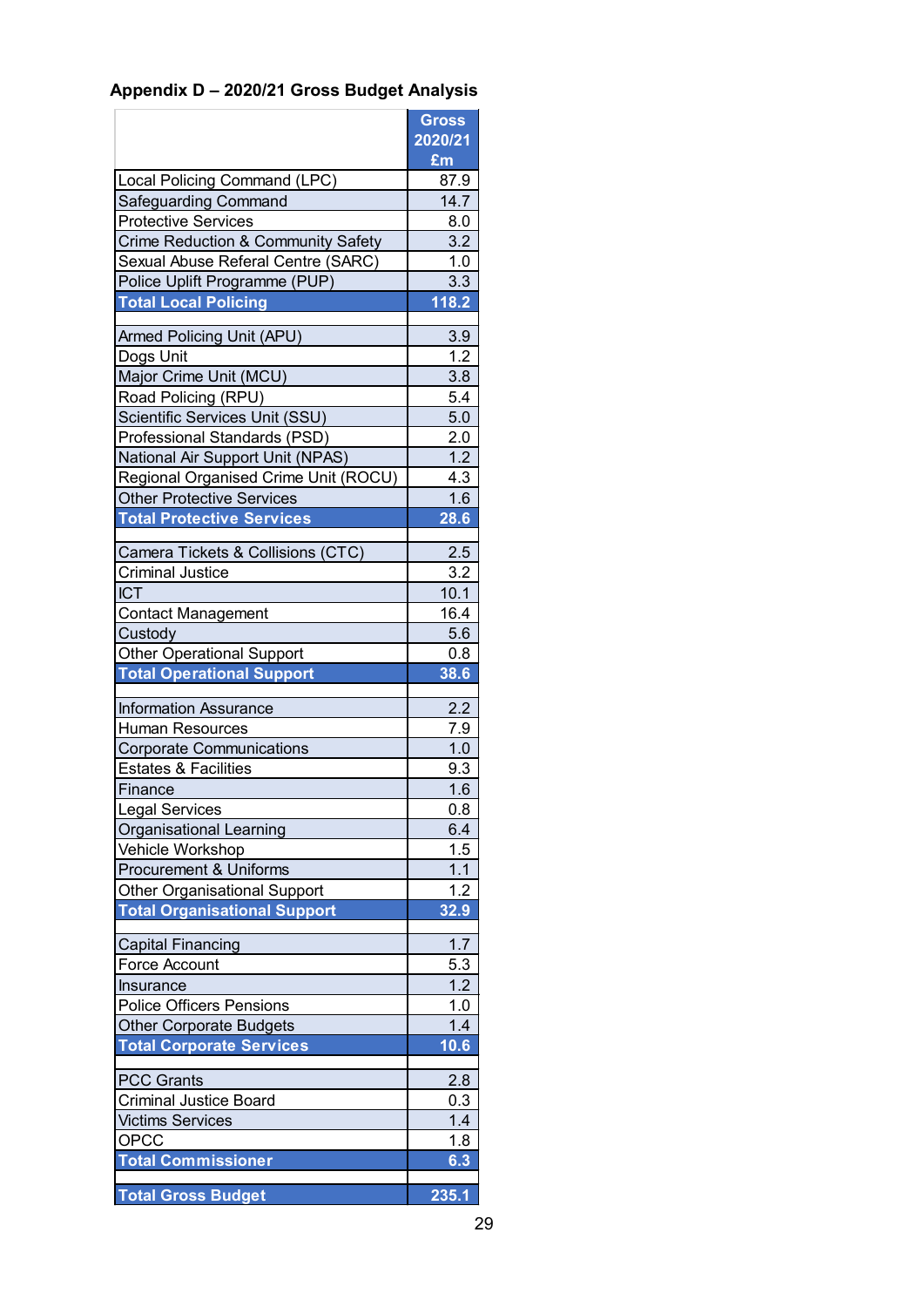## Appendix D – 2020/21 Gross Budget Analysis

| | Gross 2020/21 £m |
|---|---|
| Local Policing Command (LPC) | 87.9 |
| Safeguarding Command | 14.7 |
| Protective Services | 8.0 |
| Crime Reduction & Community Safety | 3.2 |
| Sexual Abuse Referal Centre (SARC) | 1.0 |
| Police Uplift Programme (PUP) | 3.3 |
| **Total Local Policing** | **118.2** |
| | |
| Armed Policing Unit (APU) | 3.9 |
| Dogs Unit | 1.2 |
| Major Crime Unit (MCU) | 3.8 |
| Road Policing (RPU) | 5.4 |
| Scientific Services Unit (SSU) | 5.0 |
| Professional Standards (PSD) | 2.0 |
| National Air Support Unit (NPAS) | 1.2 |
| Regional Organised Crime Unit (ROCU) | 4.3 |
| Other Protective Services | 1.6 |
| **Total Protective Services** | **28.6** |
| | |
| Camera Tickets & Collisions (CTC) | 2.5 |
| Criminal Justice | 3.2 |
| ICT | 10.1 |
| Contact Management | 16.4 |
| Custody | 5.6 |
| Other Operational Support | 0.8 |
| **Total Operational Support** | **38.6** |
| | |
| Information Assurance | 2.2 |
| Human Resources | 7.9 |
| Corporate Communications | 1.0 |
| Estates & Facilities | 9.3 |
| Finance | 1.6 |
| Legal Services | 0.8 |
| Organisational Learning | 6.4 |
| Vehicle Workshop | 1.5 |
| Procurement & Uniforms | 1.1 |
| Other Organisational Support | 1.2 |
| **Total Organisational Support** | **32.9** |
| | |
| Capital Financing | 1.7 |
| Force Account | 5.3 |
| Insurance | 1.2 |
| Police Officers Pensions | 1.0 |
| Other Corporate Budgets | 1.4 |
| **Total Corporate Services** | **10.6** |
| | |
| PCC Grants | 2.8 |
| Criminal Justice Board | 0.3 |
| Victims Services | 1.4 |
| OPCC | 1.8 |
| **Total Commissioner** | **6.3** |
| | |
| **Total Gross Budget** | **235.1** |